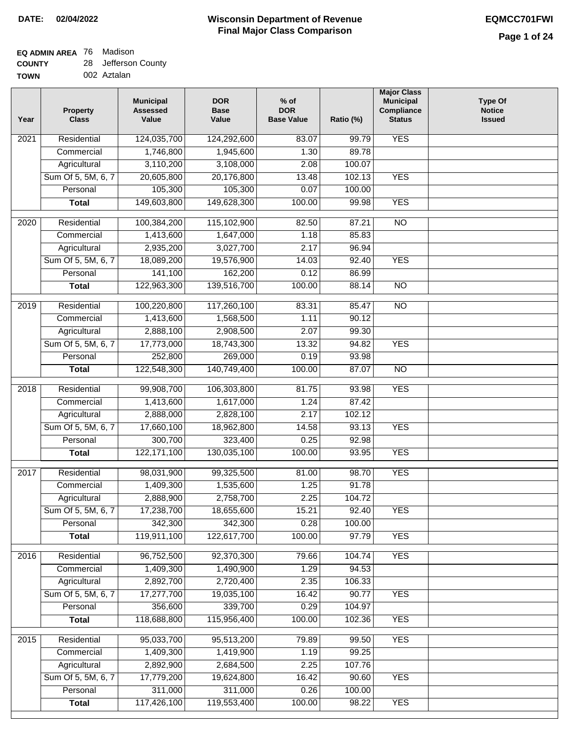DATE: 02/04/2022

# Wisconsin Department of Revenue
## Final Major Class Comparison

EQMCC701FWI

**EQ ADMIN AREA** 76 Madison
**COUNTY** 28 Jefferson County
**TOWN** 002 Aztalan

| Year | Property Class | Municipal Assessed Value | DOR Base Value | % of DOR Base Value | Ratio (%) | Major Class Municipal Compliance Status | Type Of Notice Issued |
|---|---|---|---|---|---|---|---|
| 2021 | Residential | 124,035,700 | 124,292,600 | 83.07 | 99.79 | YES | |
| | Commercial | 1,746,800 | 1,945,600 | 1.30 | 89.78 | | |
| | Agricultural | 3,110,200 | 3,108,000 | 2.08 | 100.07 | | |
| | Sum Of 5, 5M, 6, 7 | 20,605,800 | 20,176,800 | 13.48 | 102.13 | YES | |
| | Personal | 105,300 | 105,300 | 0.07 | 100.00 | | |
| | **Total** | 149,603,800 | 149,628,300 | 100.00 | 99.98 | YES | |
| 2020 | Residential | 100,384,200 | 115,102,900 | 82.50 | 87.21 | NO | |
| | Commercial | 1,413,600 | 1,647,000 | 1.18 | 85.83 | | |
| | Agricultural | 2,935,200 | 3,027,700 | 2.17 | 96.94 | | |
| | Sum Of 5, 5M, 6, 7 | 18,089,200 | 19,576,900 | 14.03 | 92.40 | YES | |
| | Personal | 141,100 | 162,200 | 0.12 | 86.99 | | |
| | **Total** | 122,963,300 | 139,516,700 | 100.00 | 88.14 | NO | |
| 2019 | Residential | 100,220,800 | 117,260,100 | 83.31 | 85.47 | NO | |
| | Commercial | 1,413,600 | 1,568,500 | 1.11 | 90.12 | | |
| | Agricultural | 2,888,100 | 2,908,500 | 2.07 | 99.30 | | |
| | Sum Of 5, 5M, 6, 7 | 17,773,000 | 18,743,300 | 13.32 | 94.82 | YES | |
| | Personal | 252,800 | 269,000 | 0.19 | 93.98 | | |
| | **Total** | 122,548,300 | 140,749,400 | 100.00 | 87.07 | NO | |
| 2018 | Residential | 99,908,700 | 106,303,800 | 81.75 | 93.98 | YES | |
| | Commercial | 1,413,600 | 1,617,000 | 1.24 | 87.42 | | |
| | Agricultural | 2,888,000 | 2,828,100 | 2.17 | 102.12 | | |
| | Sum Of 5, 5M, 6, 7 | 17,660,100 | 18,962,800 | 14.58 | 93.13 | YES | |
| | Personal | 300,700 | 323,400 | 0.25 | 92.98 | | |
| | **Total** | 122,171,100 | 130,035,100 | 100.00 | 93.95 | YES | |
| 2017 | Residential | 98,031,900 | 99,325,500 | 81.00 | 98.70 | YES | |
| | Commercial | 1,409,300 | 1,535,600 | 1.25 | 91.78 | | |
| | Agricultural | 2,888,900 | 2,758,700 | 2.25 | 104.72 | | |
| | Sum Of 5, 5M, 6, 7 | 17,238,700 | 18,655,600 | 15.21 | 92.40 | YES | |
| | Personal | 342,300 | 342,300 | 0.28 | 100.00 | | |
| | **Total** | 119,911,100 | 122,617,700 | 100.00 | 97.79 | YES | |
| 2016 | Residential | 96,752,500 | 92,370,300 | 79.66 | 104.74 | YES | |
| | Commercial | 1,409,300 | 1,490,900 | 1.29 | 94.53 | | |
| | Agricultural | 2,892,700 | 2,720,400 | 2.35 | 106.33 | | |
| | Sum Of 5, 5M, 6, 7 | 17,277,700 | 19,035,100 | 16.42 | 90.77 | YES | |
| | Personal | 356,600 | 339,700 | 0.29 | 104.97 | | |
| | **Total** | 118,688,800 | 115,956,400 | 100.00 | 102.36 | YES | |
| 2015 | Residential | 95,033,700 | 95,513,200 | 79.89 | 99.50 | YES | |
| | Commercial | 1,409,300 | 1,419,900 | 1.19 | 99.25 | | |
| | Agricultural | 2,892,900 | 2,684,500 | 2.25 | 107.76 | | |
| | Sum Of 5, 5M, 6, 7 | 17,779,200 | 19,624,800 | 16.42 | 90.60 | YES | |
| | Personal | 311,000 | 311,000 | 0.26 | 100.00 | | |
| | **Total** | 117,426,100 | 119,553,400 | 100.00 | 98.22 | YES | |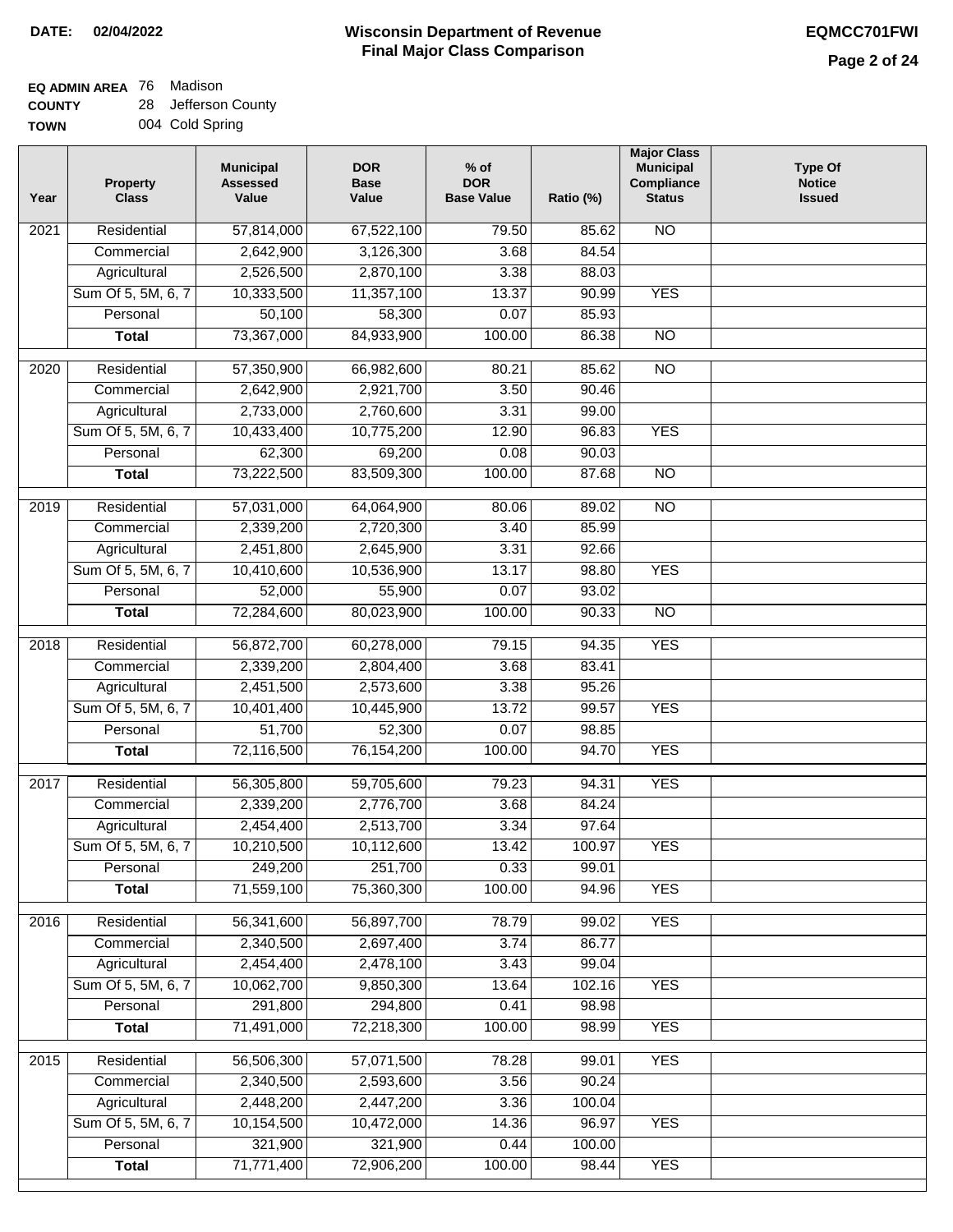**DATE:** 02/04/2022

# Wisconsin Department of Revenue
## Final Major Class Comparison

**EQMCC701FWI**

**EQ ADMIN AREA** 76 Madison
**COUNTY** 28 Jefferson County
**TOWN** 004 Cold Spring

| Year | Property Class | Municipal Assessed Value | DOR Base Value | % of DOR Base Value | Ratio (%) | Major Class Municipal Compliance Status | Type Of Notice Issued |
|---|---|---|---|---|---|---|---|
| 2021 | Residential | 57,814,000 | 67,522,100 | 79.50 | 85.62 | NO | |
| | Commercial | 2,642,900 | 3,126,300 | 3.68 | 84.54 | | |
| | Agricultural | 2,526,500 | 2,870,100 | 3.38 | 88.03 | | |
| | Sum Of 5, 5M, 6, 7 | 10,333,500 | 11,357,100 | 13.37 | 90.99 | YES | |
| | Personal | 50,100 | 58,300 | 0.07 | 85.93 | | |
| | **Total** | 73,367,000 | 84,933,900 | 100.00 | 86.38 | NO | |
| 2020 | Residential | 57,350,900 | 66,982,600 | 80.21 | 85.62 | NO | |
| | Commercial | 2,642,900 | 2,921,700 | 3.50 | 90.46 | | |
| | Agricultural | 2,733,000 | 2,760,600 | 3.31 | 99.00 | | |
| | Sum Of 5, 5M, 6, 7 | 10,433,400 | 10,775,200 | 12.90 | 96.83 | YES | |
| | Personal | 62,300 | 69,200 | 0.08 | 90.03 | | |
| | **Total** | 73,222,500 | 83,509,300 | 100.00 | 87.68 | NO | |
| 2019 | Residential | 57,031,000 | 64,064,900 | 80.06 | 89.02 | NO | |
| | Commercial | 2,339,200 | 2,720,300 | 3.40 | 85.99 | | |
| | Agricultural | 2,451,800 | 2,645,900 | 3.31 | 92.66 | | |
| | Sum Of 5, 5M, 6, 7 | 10,410,600 | 10,536,900 | 13.17 | 98.80 | YES | |
| | Personal | 52,000 | 55,900 | 0.07 | 93.02 | | |
| | **Total** | 72,284,600 | 80,023,900 | 100.00 | 90.33 | NO | |
| 2018 | Residential | 56,872,700 | 60,278,000 | 79.15 | 94.35 | YES | |
| | Commercial | 2,339,200 | 2,804,400 | 3.68 | 83.41 | | |
| | Agricultural | 2,451,500 | 2,573,600 | 3.38 | 95.26 | | |
| | Sum Of 5, 5M, 6, 7 | 10,401,400 | 10,445,900 | 13.72 | 99.57 | YES | |
| | Personal | 51,700 | 52,300 | 0.07 | 98.85 | | |
| | **Total** | 72,116,500 | 76,154,200 | 100.00 | 94.70 | YES | |
| 2017 | Residential | 56,305,800 | 59,705,600 | 79.23 | 94.31 | YES | |
| | Commercial | 2,339,200 | 2,776,700 | 3.68 | 84.24 | | |
| | Agricultural | 2,454,400 | 2,513,700 | 3.34 | 97.64 | | |
| | Sum Of 5, 5M, 6, 7 | 10,210,500 | 10,112,600 | 13.42 | 100.97 | YES | |
| | Personal | 249,200 | 251,700 | 0.33 | 99.01 | | |
| | **Total** | 71,559,100 | 75,360,300 | 100.00 | 94.96 | YES | |
| 2016 | Residential | 56,341,600 | 56,897,700 | 78.79 | 99.02 | YES | |
| | Commercial | 2,340,500 | 2,697,400 | 3.74 | 86.77 | | |
| | Agricultural | 2,454,400 | 2,478,100 | 3.43 | 99.04 | | |
| | Sum Of 5, 5M, 6, 7 | 10,062,700 | 9,850,300 | 13.64 | 102.16 | YES | |
| | Personal | 291,800 | 294,800 | 0.41 | 98.98 | | |
| | **Total** | 71,491,000 | 72,218,300 | 100.00 | 98.99 | YES | |
| 2015 | Residential | 56,506,300 | 57,071,500 | 78.28 | 99.01 | YES | |
| | Commercial | 2,340,500 | 2,593,600 | 3.56 | 90.24 | | |
| | Agricultural | 2,448,200 | 2,447,200 | 3.36 | 100.04 | | |
| | Sum Of 5, 5M, 6, 7 | 10,154,500 | 10,472,000 | 14.36 | 96.97 | YES | |
| | Personal | 321,900 | 321,900 | 0.44 | 100.00 | | |
| | **Total** | 71,771,400 | 72,906,200 | 100.00 | 98.44 | YES | |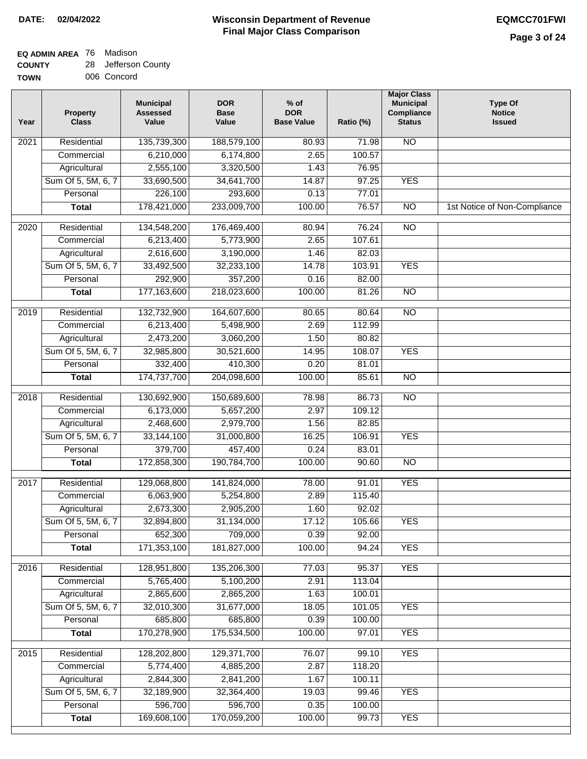**DATE: 02/04/2022**

# Wisconsin Department of Revenue
## Final Major Class Comparison

**EQMCC701FWI**

**EQ ADMIN AREA** 76 Madison
**COUNTY** 28 Jefferson County
**TOWN** 006 Concord

| Year | Property Class | Municipal Assessed Value | DOR Base Value | % of DOR Base Value | Ratio (%) | Major Class Municipal Compliance Status | Type Of Notice Issued |
|---|---|---|---|---|---|---|---|
| 2021 | Residential | 135,739,300 | 188,579,100 | 80.93 | 71.98 | NO | |
| | Commercial | 6,210,000 | 6,174,800 | 2.65 | 100.57 | | |
| | Agricultural | 2,555,100 | 3,320,500 | 1.43 | 76.95 | | |
| | Sum Of 5, 5M, 6, 7 | 33,690,500 | 34,641,700 | 14.87 | 97.25 | YES | |
| | Personal | 226,100 | 293,600 | 0.13 | 77.01 | | |
| | **Total** | 178,421,000 | 233,009,700 | 100.00 | 76.57 | NO | 1st Notice of Non-Compliance |
| 2020 | Residential | 134,548,200 | 176,469,400 | 80.94 | 76.24 | NO | |
| | Commercial | 6,213,400 | 5,773,900 | 2.65 | 107.61 | | |
| | Agricultural | 2,616,600 | 3,190,000 | 1.46 | 82.03 | | |
| | Sum Of 5, 5M, 6, 7 | 33,492,500 | 32,233,100 | 14.78 | 103.91 | YES | |
| | Personal | 292,900 | 357,200 | 0.16 | 82.00 | | |
| | **Total** | 177,163,600 | 218,023,600 | 100.00 | 81.26 | NO | |
| 2019 | Residential | 132,732,900 | 164,607,600 | 80.65 | 80.64 | NO | |
| | Commercial | 6,213,400 | 5,498,900 | 2.69 | 112.99 | | |
| | Agricultural | 2,473,200 | 3,060,200 | 1.50 | 80.82 | | |
| | Sum Of 5, 5M, 6, 7 | 32,985,800 | 30,521,600 | 14.95 | 108.07 | YES | |
| | Personal | 332,400 | 410,300 | 0.20 | 81.01 | | |
| | **Total** | 174,737,700 | 204,098,600 | 100.00 | 85.61 | NO | |
| 2018 | Residential | 130,692,900 | 150,689,600 | 78.98 | 86.73 | NO | |
| | Commercial | 6,173,000 | 5,657,200 | 2.97 | 109.12 | | |
| | Agricultural | 2,468,600 | 2,979,700 | 1.56 | 82.85 | | |
| | Sum Of 5, 5M, 6, 7 | 33,144,100 | 31,000,800 | 16.25 | 106.91 | YES | |
| | Personal | 379,700 | 457,400 | 0.24 | 83.01 | | |
| | **Total** | 172,858,300 | 190,784,700 | 100.00 | 90.60 | NO | |
| 2017 | Residential | 129,068,800 | 141,824,000 | 78.00 | 91.01 | YES | |
| | Commercial | 6,063,900 | 5,254,800 | 2.89 | 115.40 | | |
| | Agricultural | 2,673,300 | 2,905,200 | 1.60 | 92.02 | | |
| | Sum Of 5, 5M, 6, 7 | 32,894,800 | 31,134,000 | 17.12 | 105.66 | YES | |
| | Personal | 652,300 | 709,000 | 0.39 | 92.00 | | |
| | **Total** | 171,353,100 | 181,827,000 | 100.00 | 94.24 | YES | |
| 2016 | Residential | 128,951,800 | 135,206,300 | 77.03 | 95.37 | YES | |
| | Commercial | 5,765,400 | 5,100,200 | 2.91 | 113.04 | | |
| | Agricultural | 2,865,600 | 2,865,200 | 1.63 | 100.01 | | |
| | Sum Of 5, 5M, 6, 7 | 32,010,300 | 31,677,000 | 18.05 | 101.05 | YES | |
| | Personal | 685,800 | 685,800 | 0.39 | 100.00 | | |
| | **Total** | 170,278,900 | 175,534,500 | 100.00 | 97.01 | YES | |
| 2015 | Residential | 128,202,800 | 129,371,700 | 76.07 | 99.10 | YES | |
| | Commercial | 5,774,400 | 4,885,200 | 2.87 | 118.20 | | |
| | Agricultural | 2,844,300 | 2,841,200 | 1.67 | 100.11 | | |
| | Sum Of 5, 5M, 6, 7 | 32,189,900 | 32,364,400 | 19.03 | 99.46 | YES | |
| | Personal | 596,700 | 596,700 | 0.35 | 100.00 | | |
| | **Total** | 169,608,100 | 170,059,200 | 100.00 | 99.73 | YES | |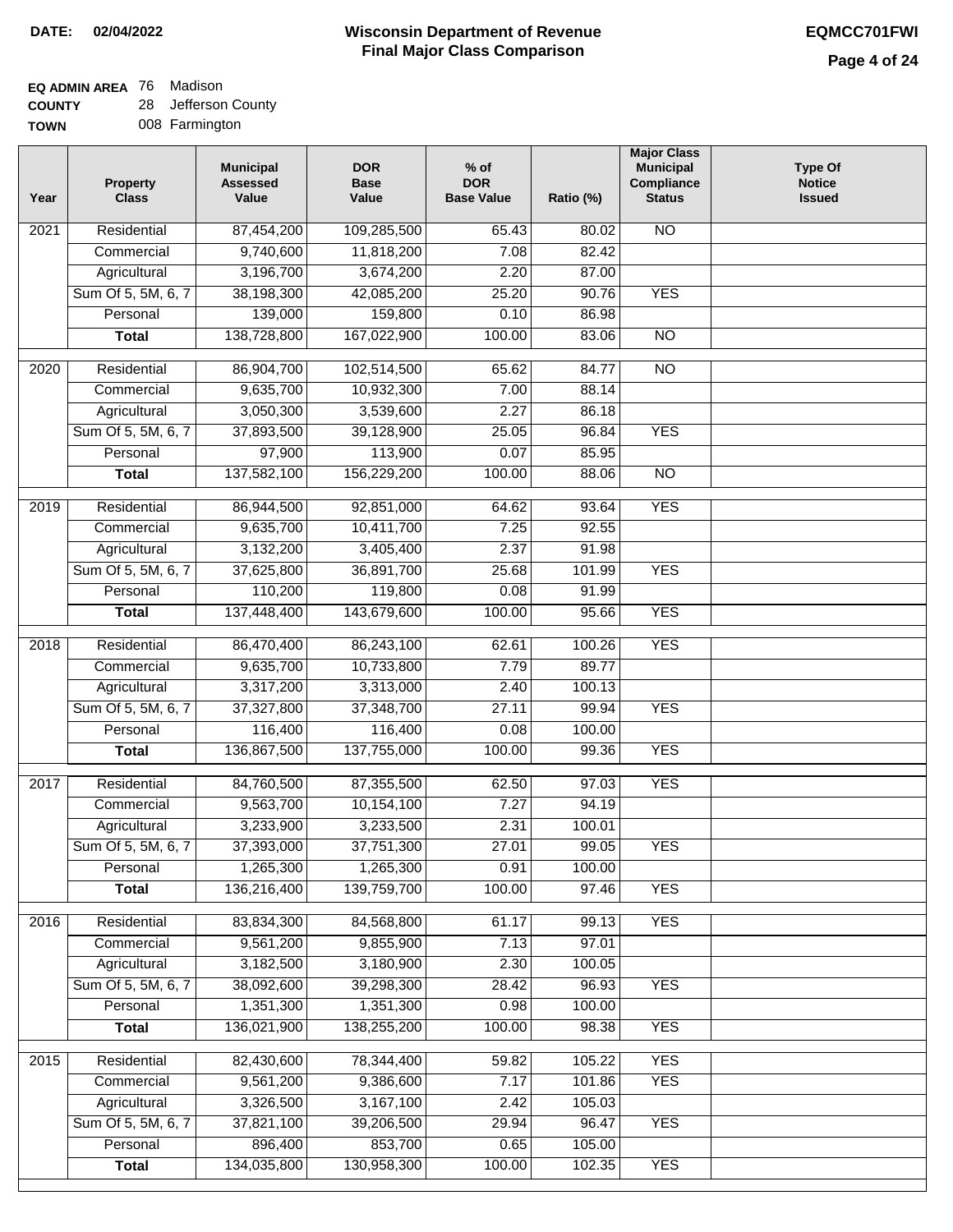**DATE:** 02/04/2022

# Wisconsin Department of Revenue
## Final Major Class Comparison

EQMCC701FWI

**EQ ADMIN AREA** 76 Madison
**COUNTY** 28 Jefferson County
**TOWN** 008 Farmington

| Year | Property Class | Municipal Assessed Value | DOR Base Value | % of DOR Base Value | Ratio (%) | Major Class Municipal Compliance Status | Type Of Notice Issued |
|---|---|---|---|---|---|---|---|
| 2021 | Residential | 87,454,200 | 109,285,500 | 65.43 | 80.02 | NO | |
| | Commercial | 9,740,600 | 11,818,200 | 7.08 | 82.42 | | |
| | Agricultural | 3,196,700 | 3,674,200 | 2.20 | 87.00 | | |
| | Sum Of 5, 5M, 6, 7 | 38,198,300 | 42,085,200 | 25.20 | 90.76 | YES | |
| | Personal | 139,000 | 159,800 | 0.10 | 86.98 | | |
| | **Total** | 138,728,800 | 167,022,900 | 100.00 | 83.06 | NO | |
| 2020 | Residential | 86,904,700 | 102,514,500 | 65.62 | 84.77 | NO | |
| | Commercial | 9,635,700 | 10,932,300 | 7.00 | 88.14 | | |
| | Agricultural | 3,050,300 | 3,539,600 | 2.27 | 86.18 | | |
| | Sum Of 5, 5M, 6, 7 | 37,893,500 | 39,128,900 | 25.05 | 96.84 | YES | |
| | Personal | 97,900 | 113,900 | 0.07 | 85.95 | | |
| | **Total** | 137,582,100 | 156,229,200 | 100.00 | 88.06 | NO | |
| 2019 | Residential | 86,944,500 | 92,851,000 | 64.62 | 93.64 | YES | |
| | Commercial | 9,635,700 | 10,411,700 | 7.25 | 92.55 | | |
| | Agricultural | 3,132,200 | 3,405,400 | 2.37 | 91.98 | | |
| | Sum Of 5, 5M, 6, 7 | 37,625,800 | 36,891,700 | 25.68 | 101.99 | YES | |
| | Personal | 110,200 | 119,800 | 0.08 | 91.99 | | |
| | **Total** | 137,448,400 | 143,679,600 | 100.00 | 95.66 | YES | |
| 2018 | Residential | 86,470,400 | 86,243,100 | 62.61 | 100.26 | YES | |
| | Commercial | 9,635,700 | 10,733,800 | 7.79 | 89.77 | | |
| | Agricultural | 3,317,200 | 3,313,000 | 2.40 | 100.13 | | |
| | Sum Of 5, 5M, 6, 7 | 37,327,800 | 37,348,700 | 27.11 | 99.94 | YES | |
| | Personal | 116,400 | 116,400 | 0.08 | 100.00 | | |
| | **Total** | 136,867,500 | 137,755,000 | 100.00 | 99.36 | YES | |
| 2017 | Residential | 84,760,500 | 87,355,500 | 62.50 | 97.03 | YES | |
| | Commercial | 9,563,700 | 10,154,100 | 7.27 | 94.19 | | |
| | Agricultural | 3,233,900 | 3,233,500 | 2.31 | 100.01 | | |
| | Sum Of 5, 5M, 6, 7 | 37,393,000 | 37,751,300 | 27.01 | 99.05 | YES | |
| | Personal | 1,265,300 | 1,265,300 | 0.91 | 100.00 | | |
| | **Total** | 136,216,400 | 139,759,700 | 100.00 | 97.46 | YES | |
| 2016 | Residential | 83,834,300 | 84,568,800 | 61.17 | 99.13 | YES | |
| | Commercial | 9,561,200 | 9,855,900 | 7.13 | 97.01 | | |
| | Agricultural | 3,182,500 | 3,180,900 | 2.30 | 100.05 | | |
| | Sum Of 5, 5M, 6, 7 | 38,092,600 | 39,298,300 | 28.42 | 96.93 | YES | |
| | Personal | 1,351,300 | 1,351,300 | 0.98 | 100.00 | | |
| | **Total** | 136,021,900 | 138,255,200 | 100.00 | 98.38 | YES | |
| 2015 | Residential | 82,430,600 | 78,344,400 | 59.82 | 105.22 | YES | |
| | Commercial | 9,561,200 | 9,386,600 | 7.17 | 101.86 | YES | |
| | Agricultural | 3,326,500 | 3,167,100 | 2.42 | 105.03 | | |
| | Sum Of 5, 5M, 6, 7 | 37,821,100 | 39,206,500 | 29.94 | 96.47 | YES | |
| | Personal | 896,400 | 853,700 | 0.65 | 105.00 | | |
| | **Total** | 134,035,800 | 130,958,300 | 100.00 | 102.35 | YES | |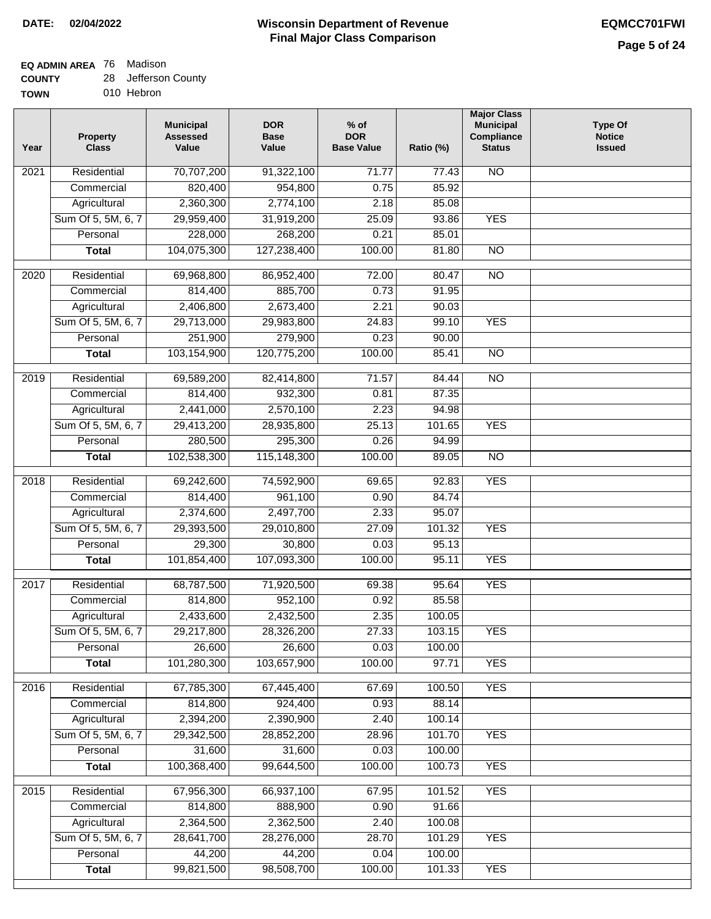**DATE:** 02/04/2022

# Wisconsin Department of Revenue
## Final Major Class Comparison

**EQMCC701FWI**

**EQ ADMIN AREA** 76 Madison
**COUNTY** 28 Jefferson County
**TOWN** 010 Hebron

| Year | Property Class | Municipal Assessed Value | DOR Base Value | % of DOR Base Value | Ratio (%) | Major Class Municipal Compliance Status | Type Of Notice Issued |
|---|---|---|---|---|---|---|---|
| 2021 | Residential | 70,707,200 | 91,322,100 | 71.77 | 77.43 | NO | |
| | Commercial | 820,400 | 954,800 | 0.75 | 85.92 | | |
| | Agricultural | 2,360,300 | 2,774,100 | 2.18 | 85.08 | | |
| | Sum Of 5, 5M, 6, 7 | 29,959,400 | 31,919,200 | 25.09 | 93.86 | YES | |
| | Personal | 228,000 | 268,200 | 0.21 | 85.01 | | |
| | **Total** | 104,075,300 | 127,238,400 | 100.00 | 81.80 | NO | |
| 2020 | Residential | 69,968,800 | 86,952,400 | 72.00 | 80.47 | NO | |
| | Commercial | 814,400 | 885,700 | 0.73 | 91.95 | | |
| | Agricultural | 2,406,800 | 2,673,400 | 2.21 | 90.03 | | |
| | Sum Of 5, 5M, 6, 7 | 29,713,000 | 29,983,800 | 24.83 | 99.10 | YES | |
| | Personal | 251,900 | 279,900 | 0.23 | 90.00 | | |
| | **Total** | 103,154,900 | 120,775,200 | 100.00 | 85.41 | NO | |
| 2019 | Residential | 69,589,200 | 82,414,800 | 71.57 | 84.44 | NO | |
| | Commercial | 814,400 | 932,300 | 0.81 | 87.35 | | |
| | Agricultural | 2,441,000 | 2,570,100 | 2.23 | 94.98 | | |
| | Sum Of 5, 5M, 6, 7 | 29,413,200 | 28,935,800 | 25.13 | 101.65 | YES | |
| | Personal | 280,500 | 295,300 | 0.26 | 94.99 | | |
| | **Total** | 102,538,300 | 115,148,300 | 100.00 | 89.05 | NO | |
| 2018 | Residential | 69,242,600 | 74,592,900 | 69.65 | 92.83 | YES | |
| | Commercial | 814,400 | 961,100 | 0.90 | 84.74 | | |
| | Agricultural | 2,374,600 | 2,497,700 | 2.33 | 95.07 | | |
| | Sum Of 5, 5M, 6, 7 | 29,393,500 | 29,010,800 | 27.09 | 101.32 | YES | |
| | Personal | 29,300 | 30,800 | 0.03 | 95.13 | | |
| | **Total** | 101,854,400 | 107,093,300 | 100.00 | 95.11 | YES | |
| 2017 | Residential | 68,787,500 | 71,920,500 | 69.38 | 95.64 | YES | |
| | Commercial | 814,800 | 952,100 | 0.92 | 85.58 | | |
| | Agricultural | 2,433,600 | 2,432,500 | 2.35 | 100.05 | | |
| | Sum Of 5, 5M, 6, 7 | 29,217,800 | 28,326,200 | 27.33 | 103.15 | YES | |
| | Personal | 26,600 | 26,600 | 0.03 | 100.00 | | |
| | **Total** | 101,280,300 | 103,657,900 | 100.00 | 97.71 | YES | |
| 2016 | Residential | 67,785,300 | 67,445,400 | 67.69 | 100.50 | YES | |
| | Commercial | 814,800 | 924,400 | 0.93 | 88.14 | | |
| | Agricultural | 2,394,200 | 2,390,900 | 2.40 | 100.14 | | |
| | Sum Of 5, 5M, 6, 7 | 29,342,500 | 28,852,200 | 28.96 | 101.70 | YES | |
| | Personal | 31,600 | 31,600 | 0.03 | 100.00 | | |
| | **Total** | 100,368,400 | 99,644,500 | 100.00 | 100.73 | YES | |
| 2015 | Residential | 67,956,300 | 66,937,100 | 67.95 | 101.52 | YES | |
| | Commercial | 814,800 | 888,900 | 0.90 | 91.66 | | |
| | Agricultural | 2,364,500 | 2,362,500 | 2.40 | 100.08 | | |
| | Sum Of 5, 5M, 6, 7 | 28,641,700 | 28,276,000 | 28.70 | 101.29 | YES | |
| | Personal | 44,200 | 44,200 | 0.04 | 100.00 | | |
| | **Total** | 99,821,500 | 98,508,700 | 100.00 | 101.33 | YES | |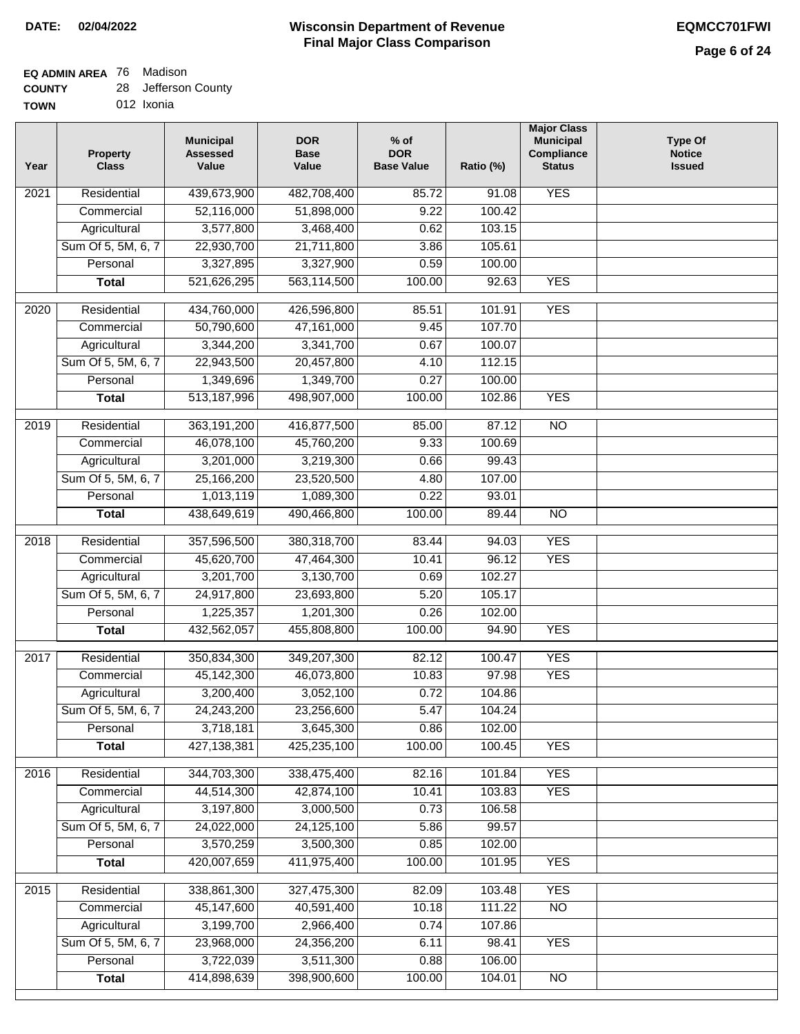**DATE: 02/04/2022**

# Wisconsin Department of Revenue
## Final Major Class Comparison

**EQMCC701FWI**

**EQ ADMIN AREA** 76 Madison
**COUNTY** 28 Jefferson County
**TOWN** 012 Ixonia

| Year | Property Class | Municipal Assessed Value | DOR Base Value | % of DOR Base Value | Ratio (%) | Major Class Municipal Compliance Status | Type Of Notice Issued |
|---|---|---|---|---|---|---|---|
| 2021 | Residential | 439,673,900 | 482,708,400 | 85.72 | 91.08 | YES | |
| | Commercial | 52,116,000 | 51,898,000 | 9.22 | 100.42 | | |
| | Agricultural | 3,577,800 | 3,468,400 | 0.62 | 103.15 | | |
| | Sum Of 5, 5M, 6, 7 | 22,930,700 | 21,711,800 | 3.86 | 105.61 | | |
| | Personal | 3,327,895 | 3,327,900 | 0.59 | 100.00 | | |
| | **Total** | 521,626,295 | 563,114,500 | 100.00 | 92.63 | YES | |
| 2020 | Residential | 434,760,000 | 426,596,800 | 85.51 | 101.91 | YES | |
| | Commercial | 50,790,600 | 47,161,000 | 9.45 | 107.70 | | |
| | Agricultural | 3,344,200 | 3,341,700 | 0.67 | 100.07 | | |
| | Sum Of 5, 5M, 6, 7 | 22,943,500 | 20,457,800 | 4.10 | 112.15 | | |
| | Personal | 1,349,696 | 1,349,700 | 0.27 | 100.00 | | |
| | **Total** | 513,187,996 | 498,907,000 | 100.00 | 102.86 | YES | |
| 2019 | Residential | 363,191,200 | 416,877,500 | 85.00 | 87.12 | NO | |
| | Commercial | 46,078,100 | 45,760,200 | 9.33 | 100.69 | | |
| | Agricultural | 3,201,000 | 3,219,300 | 0.66 | 99.43 | | |
| | Sum Of 5, 5M, 6, 7 | 25,166,200 | 23,520,500 | 4.80 | 107.00 | | |
| | Personal | 1,013,119 | 1,089,300 | 0.22 | 93.01 | | |
| | **Total** | 438,649,619 | 490,466,800 | 100.00 | 89.44 | NO | |
| 2018 | Residential | 357,596,500 | 380,318,700 | 83.44 | 94.03 | YES | |
| | Commercial | 45,620,700 | 47,464,300 | 10.41 | 96.12 | YES | |
| | Agricultural | 3,201,700 | 3,130,700 | 0.69 | 102.27 | | |
| | Sum Of 5, 5M, 6, 7 | 24,917,800 | 23,693,800 | 5.20 | 105.17 | | |
| | Personal | 1,225,357 | 1,201,300 | 0.26 | 102.00 | | |
| | **Total** | 432,562,057 | 455,808,800 | 100.00 | 94.90 | YES | |
| 2017 | Residential | 350,834,300 | 349,207,300 | 82.12 | 100.47 | YES | |
| | Commercial | 45,142,300 | 46,073,800 | 10.83 | 97.98 | YES | |
| | Agricultural | 3,200,400 | 3,052,100 | 0.72 | 104.86 | | |
| | Sum Of 5, 5M, 6, 7 | 24,243,200 | 23,256,600 | 5.47 | 104.24 | | |
| | Personal | 3,718,181 | 3,645,300 | 0.86 | 102.00 | | |
| | **Total** | 427,138,381 | 425,235,100 | 100.00 | 100.45 | YES | |
| 2016 | Residential | 344,703,300 | 338,475,400 | 82.16 | 101.84 | YES | |
| | Commercial | 44,514,300 | 42,874,100 | 10.41 | 103.83 | YES | |
| | Agricultural | 3,197,800 | 3,000,500 | 0.73 | 106.58 | | |
| | Sum Of 5, 5M, 6, 7 | 24,022,000 | 24,125,100 | 5.86 | 99.57 | | |
| | Personal | 3,570,259 | 3,500,300 | 0.85 | 102.00 | | |
| | **Total** | 420,007,659 | 411,975,400 | 100.00 | 101.95 | YES | |
| 2015 | Residential | 338,861,300 | 327,475,300 | 82.09 | 103.48 | YES | |
| | Commercial | 45,147,600 | 40,591,400 | 10.18 | 111.22 | NO | |
| | Agricultural | 3,199,700 | 2,966,400 | 0.74 | 107.86 | | |
| | Sum Of 5, 5M, 6, 7 | 23,968,000 | 24,356,200 | 6.11 | 98.41 | YES | |
| | Personal | 3,722,039 | 3,511,300 | 0.88 | 106.00 | | |
| | **Total** | 414,898,639 | 398,900,600 | 100.00 | 104.01 | NO | |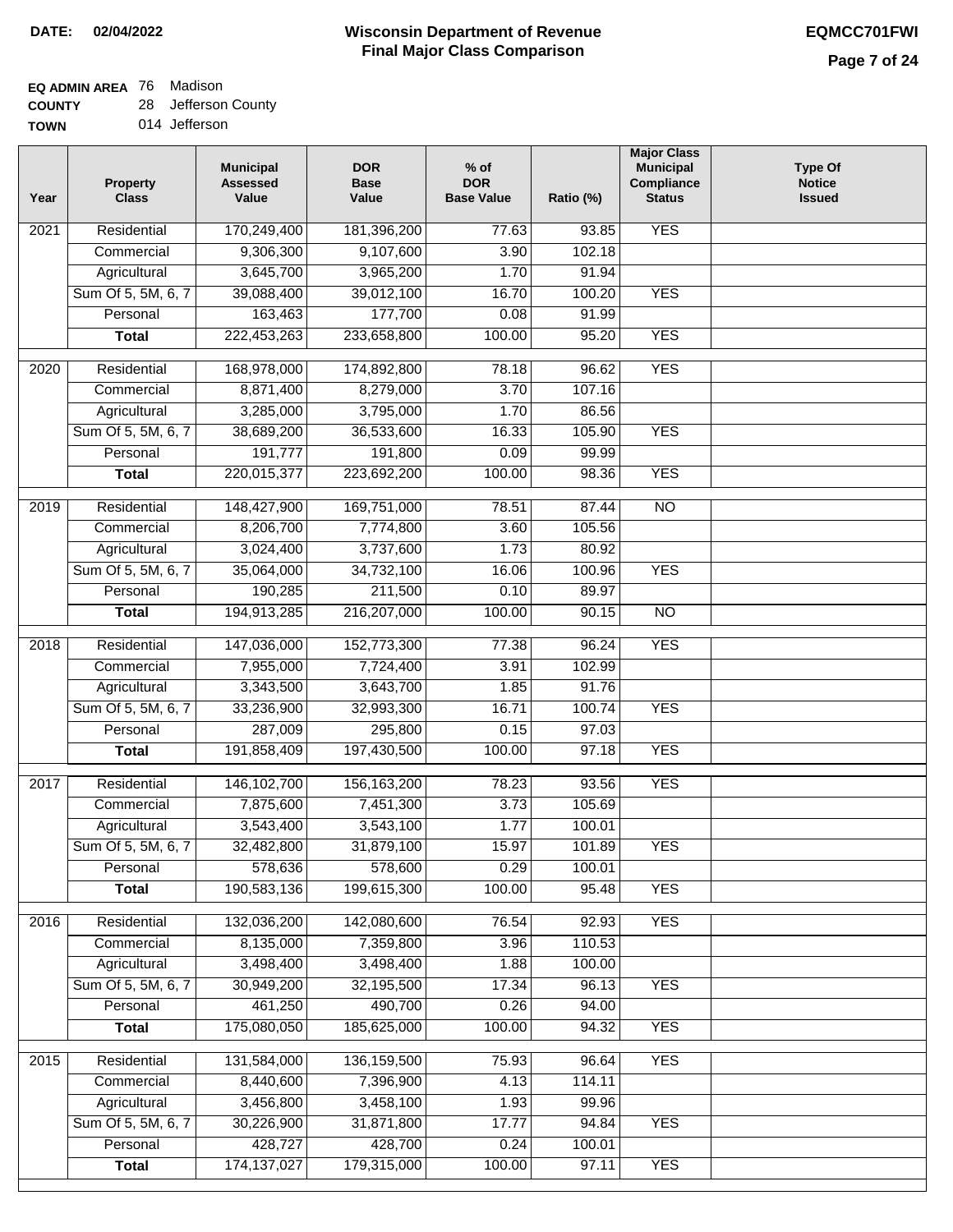**DATE: 02/04/2022**

# Wisconsin Department of Revenue
## Final Major Class Comparison

**EQMCC701FWI**

**EQ ADMIN AREA** 76 Madison
**COUNTY** 28 Jefferson County
**TOWN** 014 Jefferson

| Year | Property Class | Municipal Assessed Value | DOR Base Value | % of DOR Base Value | Ratio (%) | Major Class Municipal Compliance Status | Type Of Notice Issued |
|---|---|---|---|---|---|---|---|
| 2021 | Residential | 170,249,400 | 181,396,200 | 77.63 | 93.85 | YES | |
| | Commercial | 9,306,300 | 9,107,600 | 3.90 | 102.18 | | |
| | Agricultural | 3,645,700 | 3,965,200 | 1.70 | 91.94 | | |
| | Sum Of 5, 5M, 6, 7 | 39,088,400 | 39,012,100 | 16.70 | 100.20 | YES | |
| | Personal | 163,463 | 177,700 | 0.08 | 91.99 | | |
| | **Total** | 222,453,263 | 233,658,800 | 100.00 | 95.20 | YES | |
| 2020 | Residential | 168,978,000 | 174,892,800 | 78.18 | 96.62 | YES | |
| | Commercial | 8,871,400 | 8,279,000 | 3.70 | 107.16 | | |
| | Agricultural | 3,285,000 | 3,795,000 | 1.70 | 86.56 | | |
| | Sum Of 5, 5M, 6, 7 | 38,689,200 | 36,533,600 | 16.33 | 105.90 | YES | |
| | Personal | 191,777 | 191,800 | 0.09 | 99.99 | | |
| | **Total** | 220,015,377 | 223,692,200 | 100.00 | 98.36 | YES | |
| 2019 | Residential | 148,427,900 | 169,751,000 | 78.51 | 87.44 | NO | |
| | Commercial | 8,206,700 | 7,774,800 | 3.60 | 105.56 | | |
| | Agricultural | 3,024,400 | 3,737,600 | 1.73 | 80.92 | | |
| | Sum Of 5, 5M, 6, 7 | 35,064,000 | 34,732,100 | 16.06 | 100.96 | YES | |
| | Personal | 190,285 | 211,500 | 0.10 | 89.97 | | |
| | **Total** | 194,913,285 | 216,207,000 | 100.00 | 90.15 | NO | |
| 2018 | Residential | 147,036,000 | 152,773,300 | 77.38 | 96.24 | YES | |
| | Commercial | 7,955,000 | 7,724,400 | 3.91 | 102.99 | | |
| | Agricultural | 3,343,500 | 3,643,700 | 1.85 | 91.76 | | |
| | Sum Of 5, 5M, 6, 7 | 33,236,900 | 32,993,300 | 16.71 | 100.74 | YES | |
| | Personal | 287,009 | 295,800 | 0.15 | 97.03 | | |
| | **Total** | 191,858,409 | 197,430,500 | 100.00 | 97.18 | YES | |
| 2017 | Residential | 146,102,700 | 156,163,200 | 78.23 | 93.56 | YES | |
| | Commercial | 7,875,600 | 7,451,300 | 3.73 | 105.69 | | |
| | Agricultural | 3,543,400 | 3,543,100 | 1.77 | 100.01 | | |
| | Sum Of 5, 5M, 6, 7 | 32,482,800 | 31,879,100 | 15.97 | 101.89 | YES | |
| | Personal | 578,636 | 578,600 | 0.29 | 100.01 | | |
| | **Total** | 190,583,136 | 199,615,300 | 100.00 | 95.48 | YES | |
| 2016 | Residential | 132,036,200 | 142,080,600 | 76.54 | 92.93 | YES | |
| | Commercial | 8,135,000 | 7,359,800 | 3.96 | 110.53 | | |
| | Agricultural | 3,498,400 | 3,498,400 | 1.88 | 100.00 | | |
| | Sum Of 5, 5M, 6, 7 | 30,949,200 | 32,195,500 | 17.34 | 96.13 | YES | |
| | Personal | 461,250 | 490,700 | 0.26 | 94.00 | | |
| | **Total** | 175,080,050 | 185,625,000 | 100.00 | 94.32 | YES | |
| 2015 | Residential | 131,584,000 | 136,159,500 | 75.93 | 96.64 | YES | |
| | Commercial | 8,440,600 | 7,396,900 | 4.13 | 114.11 | | |
| | Agricultural | 3,456,800 | 3,458,100 | 1.93 | 99.96 | | |
| | Sum Of 5, 5M, 6, 7 | 30,226,900 | 31,871,800 | 17.77 | 94.84 | YES | |
| | Personal | 428,727 | 428,700 | 0.24 | 100.01 | | |
| | **Total** | 174,137,027 | 179,315,000 | 100.00 | 97.11 | YES | |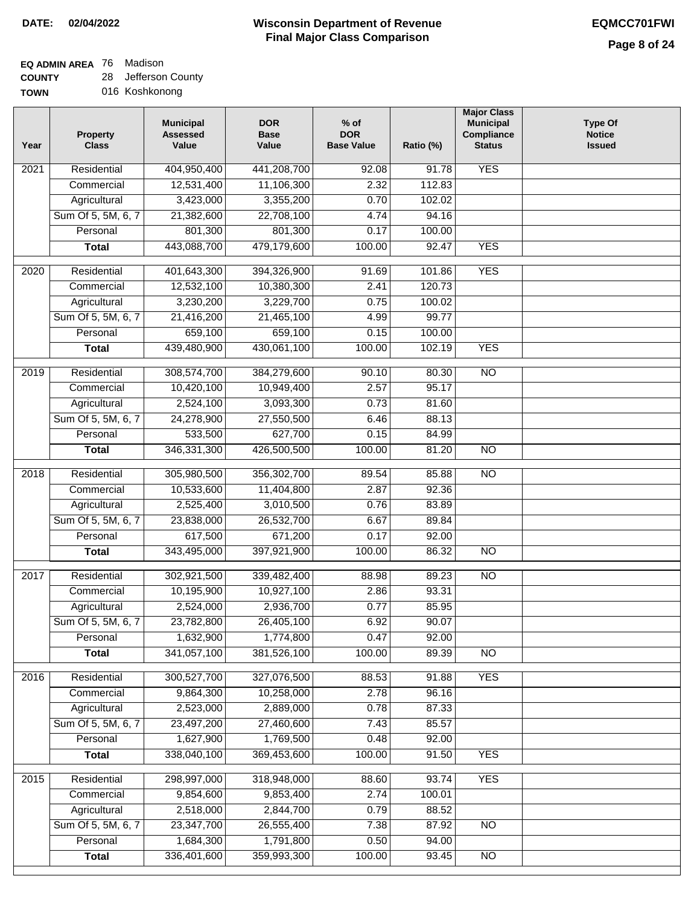**DATE: 02/04/2022**

# Wisconsin Department of Revenue
## Final Major Class Comparison

**EQMCC701FWI**

**EQ ADMIN AREA** 76 Madison
**COUNTY** 28 Jefferson County
**TOWN** 016 Koshkonong

| Year | Property Class | Municipal Assessed Value | DOR Base Value | % of DOR Base Value | Ratio (%) | Major Class Municipal Compliance Status | Type Of Notice Issued |
|---|---|---|---|---|---|---|---|
| 2021 | Residential | 404,950,400 | 441,208,700 | 92.08 | 91.78 | YES | |
| | Commercial | 12,531,400 | 11,106,300 | 2.32 | 112.83 | | |
| | Agricultural | 3,423,000 | 3,355,200 | 0.70 | 102.02 | | |
| | Sum Of 5, 5M, 6, 7 | 21,382,600 | 22,708,100 | 4.74 | 94.16 | | |
| | Personal | 801,300 | 801,300 | 0.17 | 100.00 | | |
| | **Total** | 443,088,700 | 479,179,600 | 100.00 | 92.47 | YES | |
| 2020 | Residential | 401,643,300 | 394,326,900 | 91.69 | 101.86 | YES | |
| | Commercial | 12,532,100 | 10,380,300 | 2.41 | 120.73 | | |
| | Agricultural | 3,230,200 | 3,229,700 | 0.75 | 100.02 | | |
| | Sum Of 5, 5M, 6, 7 | 21,416,200 | 21,465,100 | 4.99 | 99.77 | | |
| | Personal | 659,100 | 659,100 | 0.15 | 100.00 | | |
| | **Total** | 439,480,900 | 430,061,100 | 100.00 | 102.19 | YES | |
| 2019 | Residential | 308,574,700 | 384,279,600 | 90.10 | 80.30 | NO | |
| | Commercial | 10,420,100 | 10,949,400 | 2.57 | 95.17 | | |
| | Agricultural | 2,524,100 | 3,093,300 | 0.73 | 81.60 | | |
| | Sum Of 5, 5M, 6, 7 | 24,278,900 | 27,550,500 | 6.46 | 88.13 | | |
| | Personal | 533,500 | 627,700 | 0.15 | 84.99 | | |
| | **Total** | 346,331,300 | 426,500,500 | 100.00 | 81.20 | NO | |
| 2018 | Residential | 305,980,500 | 356,302,700 | 89.54 | 85.88 | NO | |
| | Commercial | 10,533,600 | 11,404,800 | 2.87 | 92.36 | | |
| | Agricultural | 2,525,400 | 3,010,500 | 0.76 | 83.89 | | |
| | Sum Of 5, 5M, 6, 7 | 23,838,000 | 26,532,700 | 6.67 | 89.84 | | |
| | Personal | 617,500 | 671,200 | 0.17 | 92.00 | | |
| | **Total** | 343,495,000 | 397,921,900 | 100.00 | 86.32 | NO | |
| 2017 | Residential | 302,921,500 | 339,482,400 | 88.98 | 89.23 | NO | |
| | Commercial | 10,195,900 | 10,927,100 | 2.86 | 93.31 | | |
| | Agricultural | 2,524,000 | 2,936,700 | 0.77 | 85.95 | | |
| | Sum Of 5, 5M, 6, 7 | 23,782,800 | 26,405,100 | 6.92 | 90.07 | | |
| | Personal | 1,632,900 | 1,774,800 | 0.47 | 92.00 | | |
| | **Total** | 341,057,100 | 381,526,100 | 100.00 | 89.39 | NO | |
| 2016 | Residential | 300,527,700 | 327,076,500 | 88.53 | 91.88 | YES | |
| | Commercial | 9,864,300 | 10,258,000 | 2.78 | 96.16 | | |
| | Agricultural | 2,523,000 | 2,889,000 | 0.78 | 87.33 | | |
| | Sum Of 5, 5M, 6, 7 | 23,497,200 | 27,460,600 | 7.43 | 85.57 | | |
| | Personal | 1,627,900 | 1,769,500 | 0.48 | 92.00 | | |
| | **Total** | 338,040,100 | 369,453,600 | 100.00 | 91.50 | YES | |
| 2015 | Residential | 298,997,000 | 318,948,000 | 88.60 | 93.74 | YES | |
| | Commercial | 9,854,600 | 9,853,400 | 2.74 | 100.01 | | |
| | Agricultural | 2,518,000 | 2,844,700 | 0.79 | 88.52 | | |
| | Sum Of 5, 5M, 6, 7 | 23,347,700 | 26,555,400 | 7.38 | 87.92 | NO | |
| | Personal | 1,684,300 | 1,791,800 | 0.50 | 94.00 | | |
| | **Total** | 336,401,600 | 359,993,300 | 100.00 | 93.45 | NO | |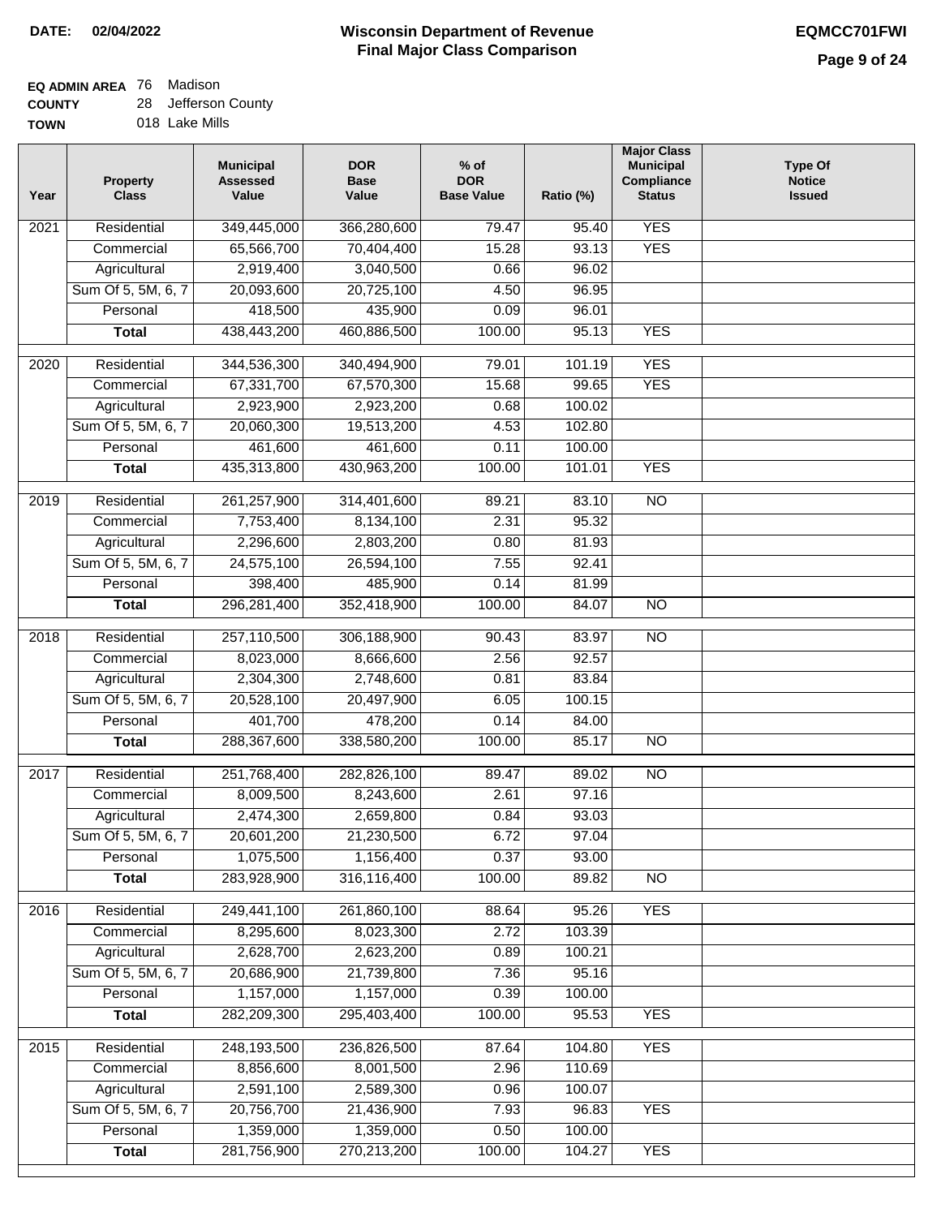**DATE: 02/04/2022**

# Wisconsin Department of Revenue
## Final Major Class Comparison

**EQMCC701FWI**

**EQ ADMIN AREA** 76 Madison
**COUNTY** 28 Jefferson County
**TOWN** 018 Lake Mills

| Year | Property Class | Municipal Assessed Value | DOR Base Value | % of DOR Base Value | Ratio (%) | Major Class Municipal Compliance Status | Type Of Notice Issued |
|---|---|---|---|---|---|---|---|
| 2021 | Residential | 349,445,000 | 366,280,600 | 79.47 | 95.40 | YES | |
| | Commercial | 65,566,700 | 70,404,400 | 15.28 | 93.13 | YES | |
| | Agricultural | 2,919,400 | 3,040,500 | 0.66 | 96.02 | | |
| | Sum Of 5, 5M, 6, 7 | 20,093,600 | 20,725,100 | 4.50 | 96.95 | | |
| | Personal | 418,500 | 435,900 | 0.09 | 96.01 | | |
| | **Total** | 438,443,200 | 460,886,500 | 100.00 | 95.13 | YES | |
| 2020 | Residential | 344,536,300 | 340,494,900 | 79.01 | 101.19 | YES | |
| | Commercial | 67,331,700 | 67,570,300 | 15.68 | 99.65 | YES | |
| | Agricultural | 2,923,900 | 2,923,200 | 0.68 | 100.02 | | |
| | Sum Of 5, 5M, 6, 7 | 20,060,300 | 19,513,200 | 4.53 | 102.80 | | |
| | Personal | 461,600 | 461,600 | 0.11 | 100.00 | | |
| | **Total** | 435,313,800 | 430,963,200 | 100.00 | 101.01 | YES | |
| 2019 | Residential | 261,257,900 | 314,401,600 | 89.21 | 83.10 | NO | |
| | Commercial | 7,753,400 | 8,134,100 | 2.31 | 95.32 | | |
| | Agricultural | 2,296,600 | 2,803,200 | 0.80 | 81.93 | | |
| | Sum Of 5, 5M, 6, 7 | 24,575,100 | 26,594,100 | 7.55 | 92.41 | | |
| | Personal | 398,400 | 485,900 | 0.14 | 81.99 | | |
| | **Total** | 296,281,400 | 352,418,900 | 100.00 | 84.07 | NO | |
| 2018 | Residential | 257,110,500 | 306,188,900 | 90.43 | 83.97 | NO | |
| | Commercial | 8,023,000 | 8,666,600 | 2.56 | 92.57 | | |
| | Agricultural | 2,304,300 | 2,748,600 | 0.81 | 83.84 | | |
| | Sum Of 5, 5M, 6, 7 | 20,528,100 | 20,497,900 | 6.05 | 100.15 | | |
| | Personal | 401,700 | 478,200 | 0.14 | 84.00 | | |
| | **Total** | 288,367,600 | 338,580,200 | 100.00 | 85.17 | NO | |
| 2017 | Residential | 251,768,400 | 282,826,100 | 89.47 | 89.02 | NO | |
| | Commercial | 8,009,500 | 8,243,600 | 2.61 | 97.16 | | |
| | Agricultural | 2,474,300 | 2,659,800 | 0.84 | 93.03 | | |
| | Sum Of 5, 5M, 6, 7 | 20,601,200 | 21,230,500 | 6.72 | 97.04 | | |
| | Personal | 1,075,500 | 1,156,400 | 0.37 | 93.00 | | |
| | **Total** | 283,928,900 | 316,116,400 | 100.00 | 89.82 | NO | |
| 2016 | Residential | 249,441,100 | 261,860,100 | 88.64 | 95.26 | YES | |
| | Commercial | 8,295,600 | 8,023,300 | 2.72 | 103.39 | | |
| | Agricultural | 2,628,700 | 2,623,200 | 0.89 | 100.21 | | |
| | Sum Of 5, 5M, 6, 7 | 20,686,900 | 21,739,800 | 7.36 | 95.16 | | |
| | Personal | 1,157,000 | 1,157,000 | 0.39 | 100.00 | | |
| | **Total** | 282,209,300 | 295,403,400 | 100.00 | 95.53 | YES | |
| 2015 | Residential | 248,193,500 | 236,826,500 | 87.64 | 104.80 | YES | |
| | Commercial | 8,856,600 | 8,001,500 | 2.96 | 110.69 | | |
| | Agricultural | 2,591,100 | 2,589,300 | 0.96 | 100.07 | | |
| | Sum Of 5, 5M, 6, 7 | 20,756,700 | 21,436,900 | 7.93 | 96.83 | YES | |
| | Personal | 1,359,000 | 1,359,000 | 0.50 | 100.00 | | |
| | **Total** | 281,756,900 | 270,213,200 | 100.00 | 104.27 | YES | |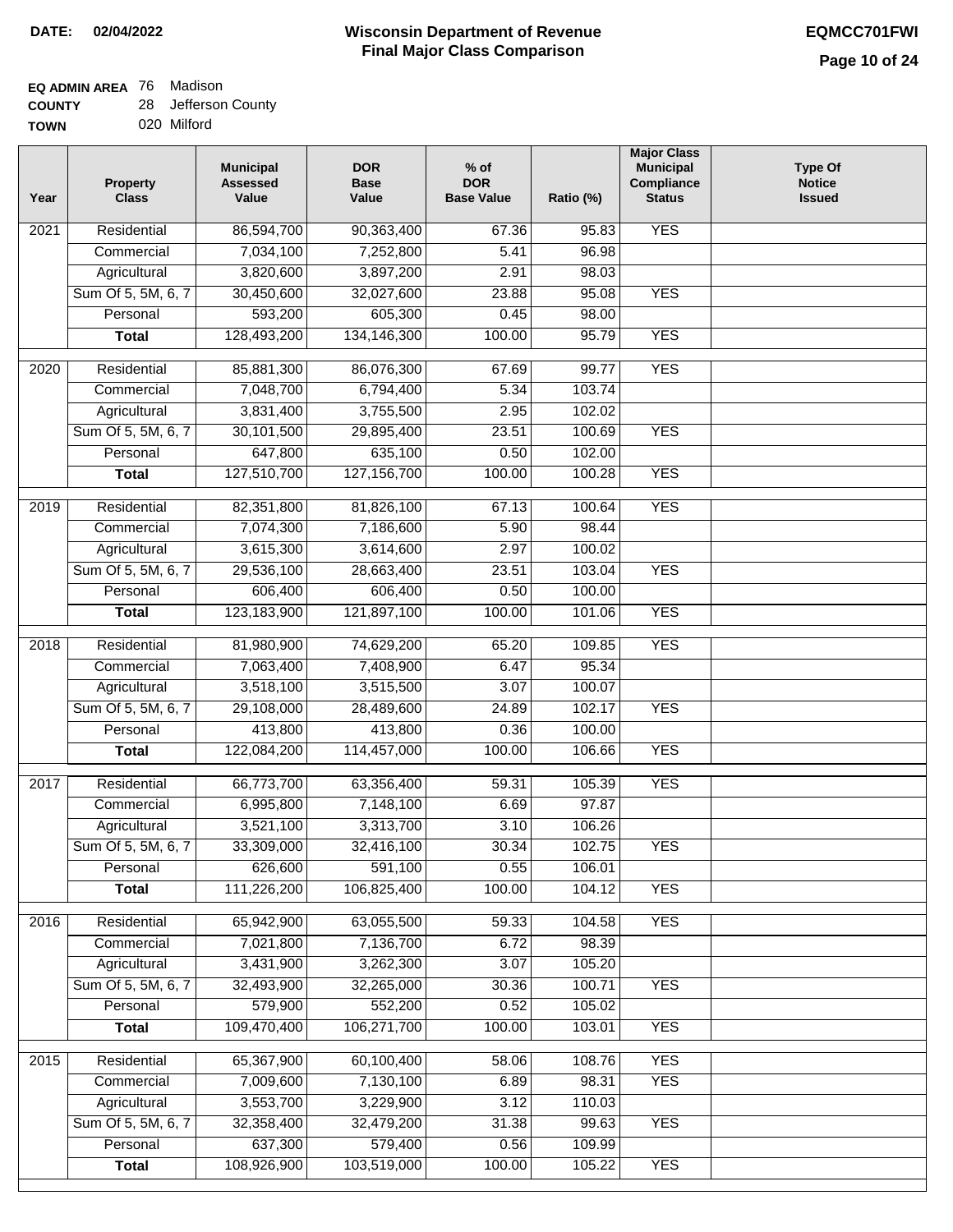**DATE: 02/04/2022**

# Wisconsin Department of Revenue
## Final Major Class Comparison

**EQMCC701FWI**

**EQ ADMIN AREA** 76 Madison
**COUNTY** 28 Jefferson County
**TOWN** 020 Milford

| Year | Property Class | Municipal Assessed Value | DOR Base Value | % of DOR Base Value | Ratio (%) | Major Class Municipal Compliance Status | Type Of Notice Issued |
|---|---|---|---|---|---|---|---|
| 2021 | Residential | 86,594,700 | 90,363,400 | 67.36 | 95.83 | YES | |
| | Commercial | 7,034,100 | 7,252,800 | 5.41 | 96.98 | | |
| | Agricultural | 3,820,600 | 3,897,200 | 2.91 | 98.03 | | |
| | Sum Of 5, 5M, 6, 7 | 30,450,600 | 32,027,600 | 23.88 | 95.08 | YES | |
| | Personal | 593,200 | 605,300 | 0.45 | 98.00 | | |
| | **Total** | 128,493,200 | 134,146,300 | 100.00 | 95.79 | YES | |
| 2020 | Residential | 85,881,300 | 86,076,300 | 67.69 | 99.77 | YES | |
| | Commercial | 7,048,700 | 6,794,400 | 5.34 | 103.74 | | |
| | Agricultural | 3,831,400 | 3,755,500 | 2.95 | 102.02 | | |
| | Sum Of 5, 5M, 6, 7 | 30,101,500 | 29,895,400 | 23.51 | 100.69 | YES | |
| | Personal | 647,800 | 635,100 | 0.50 | 102.00 | | |
| | **Total** | 127,510,700 | 127,156,700 | 100.00 | 100.28 | YES | |
| 2019 | Residential | 82,351,800 | 81,826,100 | 67.13 | 100.64 | YES | |
| | Commercial | 7,074,300 | 7,186,600 | 5.90 | 98.44 | | |
| | Agricultural | 3,615,300 | 3,614,600 | 2.97 | 100.02 | | |
| | Sum Of 5, 5M, 6, 7 | 29,536,100 | 28,663,400 | 23.51 | 103.04 | YES | |
| | Personal | 606,400 | 606,400 | 0.50 | 100.00 | | |
| | **Total** | 123,183,900 | 121,897,100 | 100.00 | 101.06 | YES | |
| 2018 | Residential | 81,980,900 | 74,629,200 | 65.20 | 109.85 | YES | |
| | Commercial | 7,063,400 | 7,408,900 | 6.47 | 95.34 | | |
| | Agricultural | 3,518,100 | 3,515,500 | 3.07 | 100.07 | | |
| | Sum Of 5, 5M, 6, 7 | 29,108,000 | 28,489,600 | 24.89 | 102.17 | YES | |
| | Personal | 413,800 | 413,800 | 0.36 | 100.00 | | |
| | **Total** | 122,084,200 | 114,457,000 | 100.00 | 106.66 | YES | |
| 2017 | Residential | 66,773,700 | 63,356,400 | 59.31 | 105.39 | YES | |
| | Commercial | 6,995,800 | 7,148,100 | 6.69 | 97.87 | | |
| | Agricultural | 3,521,100 | 3,313,700 | 3.10 | 106.26 | | |
| | Sum Of 5, 5M, 6, 7 | 33,309,000 | 32,416,100 | 30.34 | 102.75 | YES | |
| | Personal | 626,600 | 591,100 | 0.55 | 106.01 | | |
| | **Total** | 111,226,200 | 106,825,400 | 100.00 | 104.12 | YES | |
| 2016 | Residential | 65,942,900 | 63,055,500 | 59.33 | 104.58 | YES | |
| | Commercial | 7,021,800 | 7,136,700 | 6.72 | 98.39 | | |
| | Agricultural | 3,431,900 | 3,262,300 | 3.07 | 105.20 | | |
| | Sum Of 5, 5M, 6, 7 | 32,493,900 | 32,265,000 | 30.36 | 100.71 | YES | |
| | Personal | 579,900 | 552,200 | 0.52 | 105.02 | | |
| | **Total** | 109,470,400 | 106,271,700 | 100.00 | 103.01 | YES | |
| 2015 | Residential | 65,367,900 | 60,100,400 | 58.06 | 108.76 | YES | |
| | Commercial | 7,009,600 | 7,130,100 | 6.89 | 98.31 | YES | |
| | Agricultural | 3,553,700 | 3,229,900 | 3.12 | 110.03 | | |
| | Sum Of 5, 5M, 6, 7 | 32,358,400 | 32,479,200 | 31.38 | 99.63 | YES | |
| | Personal | 637,300 | 579,400 | 0.56 | 109.99 | | |
| | **Total** | 108,926,900 | 103,519,000 | 100.00 | 105.22 | YES | |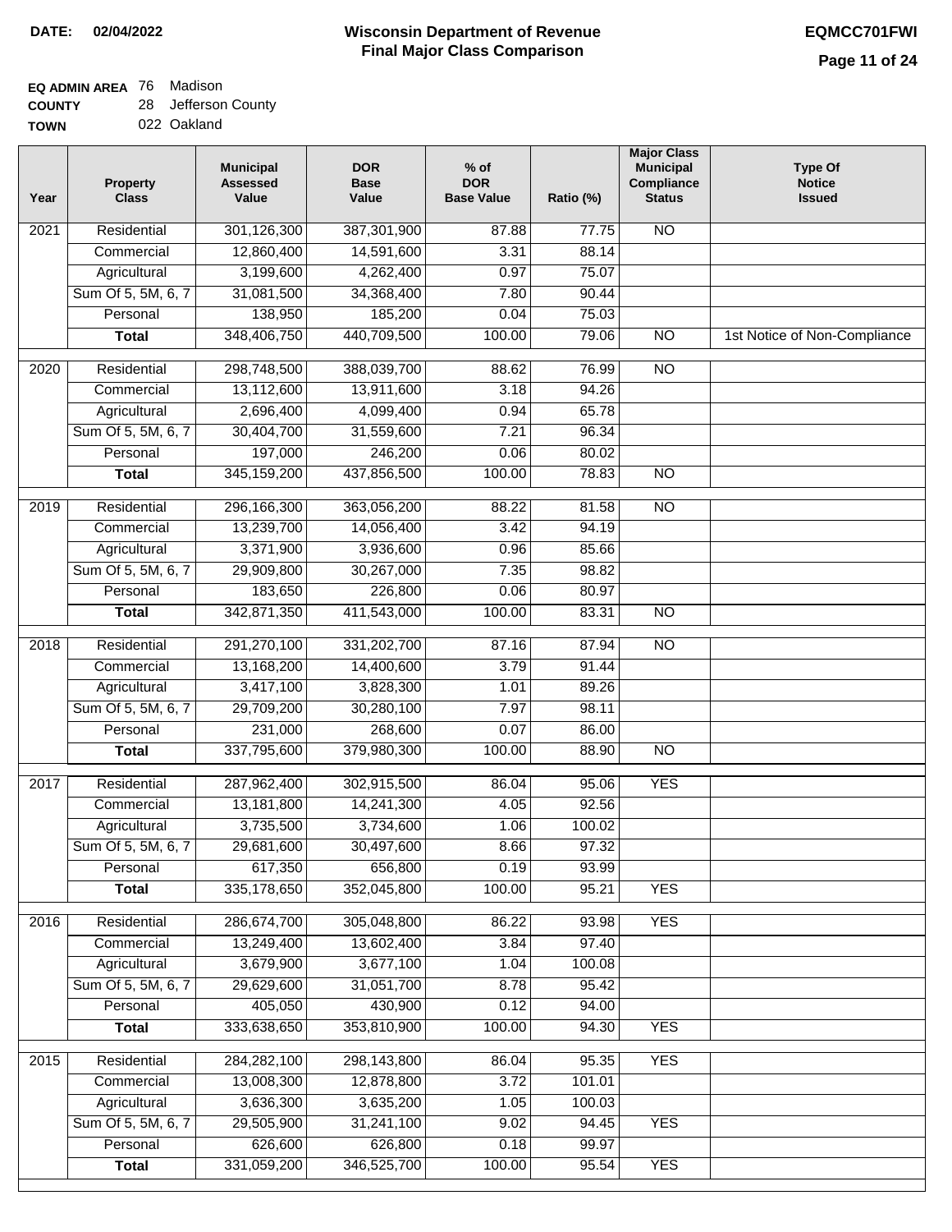**DATE:** 02/04/2022

# Wisconsin Department of Revenue
## Final Major Class Comparison

**EQMCC701FWI**

**EQ ADMIN AREA** 76 Madison
**COUNTY** 28 Jefferson County
**TOWN** 022 Oakland

| Year | Property Class | Municipal Assessed Value | DOR Base Value | % of DOR Base Value | Ratio (%) | Major Class Municipal Compliance Status | Type Of Notice Issued |
|---|---|---|---|---|---|---|---|
| 2021 | Residential | 301,126,300 | 387,301,900 | 87.88 | 77.75 | NO | |
| | Commercial | 12,860,400 | 14,591,600 | 3.31 | 88.14 | | |
| | Agricultural | 3,199,600 | 4,262,400 | 0.97 | 75.07 | | |
| | Sum Of 5, 5M, 6, 7 | 31,081,500 | 34,368,400 | 7.80 | 90.44 | | |
| | Personal | 138,950 | 185,200 | 0.04 | 75.03 | | |
| | **Total** | 348,406,750 | 440,709,500 | 100.00 | 79.06 | NO | 1st Notice of Non-Compliance |
| 2020 | Residential | 298,748,500 | 388,039,700 | 88.62 | 76.99 | NO | |
| | Commercial | 13,112,600 | 13,911,600 | 3.18 | 94.26 | | |
| | Agricultural | 2,696,400 | 4,099,400 | 0.94 | 65.78 | | |
| | Sum Of 5, 5M, 6, 7 | 30,404,700 | 31,559,600 | 7.21 | 96.34 | | |
| | Personal | 197,000 | 246,200 | 0.06 | 80.02 | | |
| | **Total** | 345,159,200 | 437,856,500 | 100.00 | 78.83 | NO | |
| 2019 | Residential | 296,166,300 | 363,056,200 | 88.22 | 81.58 | NO | |
| | Commercial | 13,239,700 | 14,056,400 | 3.42 | 94.19 | | |
| | Agricultural | 3,371,900 | 3,936,600 | 0.96 | 85.66 | | |
| | Sum Of 5, 5M, 6, 7 | 29,909,800 | 30,267,000 | 7.35 | 98.82 | | |
| | Personal | 183,650 | 226,800 | 0.06 | 80.97 | | |
| | **Total** | 342,871,350 | 411,543,000 | 100.00 | 83.31 | NO | |
| 2018 | Residential | 291,270,100 | 331,202,700 | 87.16 | 87.94 | NO | |
| | Commercial | 13,168,200 | 14,400,600 | 3.79 | 91.44 | | |
| | Agricultural | 3,417,100 | 3,828,300 | 1.01 | 89.26 | | |
| | Sum Of 5, 5M, 6, 7 | 29,709,200 | 30,280,100 | 7.97 | 98.11 | | |
| | Personal | 231,000 | 268,600 | 0.07 | 86.00 | | |
| | **Total** | 337,795,600 | 379,980,300 | 100.00 | 88.90 | NO | |
| 2017 | Residential | 287,962,400 | 302,915,500 | 86.04 | 95.06 | YES | |
| | Commercial | 13,181,800 | 14,241,300 | 4.05 | 92.56 | | |
| | Agricultural | 3,735,500 | 3,734,600 | 1.06 | 100.02 | | |
| | Sum Of 5, 5M, 6, 7 | 29,681,600 | 30,497,600 | 8.66 | 97.32 | | |
| | Personal | 617,350 | 656,800 | 0.19 | 93.99 | | |
| | **Total** | 335,178,650 | 352,045,800 | 100.00 | 95.21 | YES | |
| 2016 | Residential | 286,674,700 | 305,048,800 | 86.22 | 93.98 | YES | |
| | Commercial | 13,249,400 | 13,602,400 | 3.84 | 97.40 | | |
| | Agricultural | 3,679,900 | 3,677,100 | 1.04 | 100.08 | | |
| | Sum Of 5, 5M, 6, 7 | 29,629,600 | 31,051,700 | 8.78 | 95.42 | | |
| | Personal | 405,050 | 430,900 | 0.12 | 94.00 | | |
| | **Total** | 333,638,650 | 353,810,900 | 100.00 | 94.30 | YES | |
| 2015 | Residential | 284,282,100 | 298,143,800 | 86.04 | 95.35 | YES | |
| | Commercial | 13,008,300 | 12,878,800 | 3.72 | 101.01 | | |
| | Agricultural | 3,636,300 | 3,635,200 | 1.05 | 100.03 | | |
| | Sum Of 5, 5M, 6, 7 | 29,505,900 | 31,241,100 | 9.02 | 94.45 | YES | |
| | Personal | 626,600 | 626,800 | 0.18 | 99.97 | | |
| | **Total** | 331,059,200 | 346,525,700 | 100.00 | 95.54 | YES | |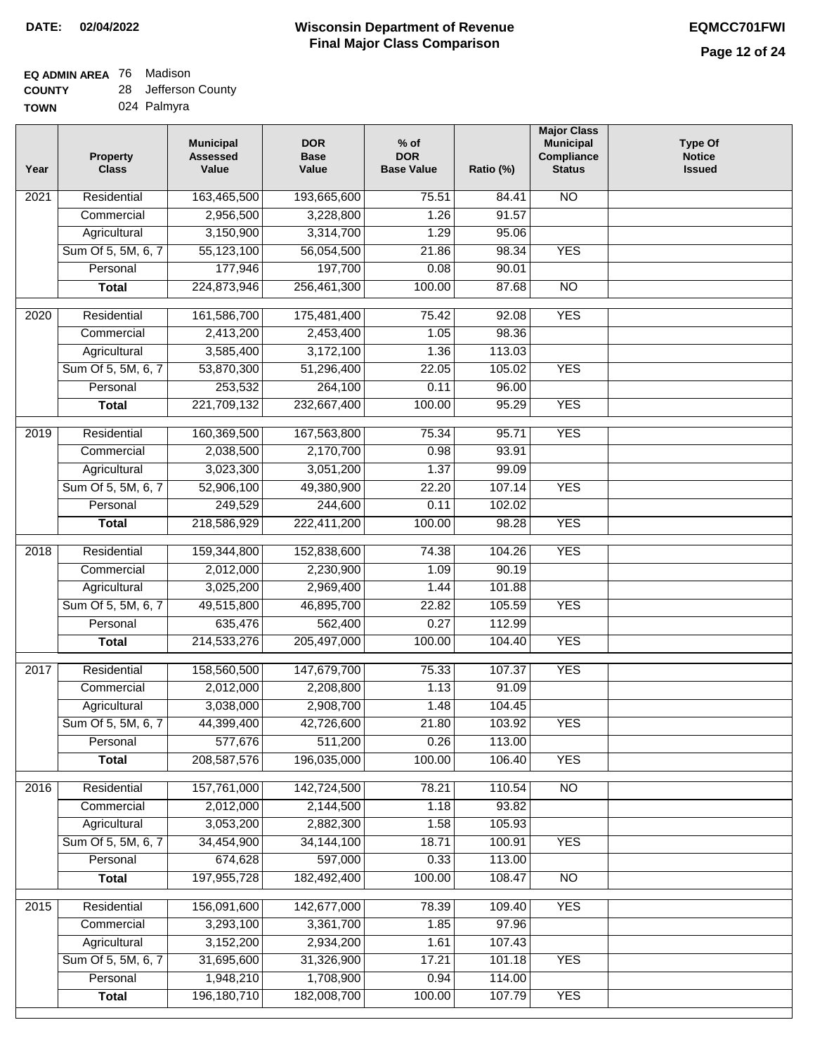**DATE: 02/04/2022**

# Wisconsin Department of Revenue
## Final Major Class Comparison

**EQMCC701FWI**

**EQ ADMIN AREA** 76 Madison
**COUNTY** 28 Jefferson County
**TOWN** 024 Palmyra

| Year | Property Class | Municipal Assessed Value | DOR Base Value | % of DOR Base Value | Ratio (%) | Major Class Municipal Compliance Status | Type Of Notice Issued |
|---|---|---|---|---|---|---|---|
| 2021 | Residential | 163,465,500 | 193,665,600 | 75.51 | 84.41 | NO | |
| | Commercial | 2,956,500 | 3,228,800 | 1.26 | 91.57 | | |
| | Agricultural | 3,150,900 | 3,314,700 | 1.29 | 95.06 | | |
| | Sum Of 5, 5M, 6, 7 | 55,123,100 | 56,054,500 | 21.86 | 98.34 | YES | |
| | Personal | 177,946 | 197,700 | 0.08 | 90.01 | | |
| | **Total** | 224,873,946 | 256,461,300 | 100.00 | 87.68 | NO | |
| 2020 | Residential | 161,586,700 | 175,481,400 | 75.42 | 92.08 | YES | |
| | Commercial | 2,413,200 | 2,453,400 | 1.05 | 98.36 | | |
| | Agricultural | 3,585,400 | 3,172,100 | 1.36 | 113.03 | | |
| | Sum Of 5, 5M, 6, 7 | 53,870,300 | 51,296,400 | 22.05 | 105.02 | YES | |
| | Personal | 253,532 | 264,100 | 0.11 | 96.00 | | |
| | **Total** | 221,709,132 | 232,667,400 | 100.00 | 95.29 | YES | |
| 2019 | Residential | 160,369,500 | 167,563,800 | 75.34 | 95.71 | YES | |
| | Commercial | 2,038,500 | 2,170,700 | 0.98 | 93.91 | | |
| | Agricultural | 3,023,300 | 3,051,200 | 1.37 | 99.09 | | |
| | Sum Of 5, 5M, 6, 7 | 52,906,100 | 49,380,900 | 22.20 | 107.14 | YES | |
| | Personal | 249,529 | 244,600 | 0.11 | 102.02 | | |
| | **Total** | 218,586,929 | 222,411,200 | 100.00 | 98.28 | YES | |
| 2018 | Residential | 159,344,800 | 152,838,600 | 74.38 | 104.26 | YES | |
| | Commercial | 2,012,000 | 2,230,900 | 1.09 | 90.19 | | |
| | Agricultural | 3,025,200 | 2,969,400 | 1.44 | 101.88 | | |
| | Sum Of 5, 5M, 6, 7 | 49,515,800 | 46,895,700 | 22.82 | 105.59 | YES | |
| | Personal | 635,476 | 562,400 | 0.27 | 112.99 | | |
| | **Total** | 214,533,276 | 205,497,000 | 100.00 | 104.40 | YES | |
| 2017 | Residential | 158,560,500 | 147,679,700 | 75.33 | 107.37 | YES | |
| | Commercial | 2,012,000 | 2,208,800 | 1.13 | 91.09 | | |
| | Agricultural | 3,038,000 | 2,908,700 | 1.48 | 104.45 | | |
| | Sum Of 5, 5M, 6, 7 | 44,399,400 | 42,726,600 | 21.80 | 103.92 | YES | |
| | Personal | 577,676 | 511,200 | 0.26 | 113.00 | | |
| | **Total** | 208,587,576 | 196,035,000 | 100.00 | 106.40 | YES | |
| 2016 | Residential | 157,761,000 | 142,724,500 | 78.21 | 110.54 | NO | |
| | Commercial | 2,012,000 | 2,144,500 | 1.18 | 93.82 | | |
| | Agricultural | 3,053,200 | 2,882,300 | 1.58 | 105.93 | | |
| | Sum Of 5, 5M, 6, 7 | 34,454,900 | 34,144,100 | 18.71 | 100.91 | YES | |
| | Personal | 674,628 | 597,000 | 0.33 | 113.00 | | |
| | **Total** | 197,955,728 | 182,492,400 | 100.00 | 108.47 | NO | |
| 2015 | Residential | 156,091,600 | 142,677,000 | 78.39 | 109.40 | YES | |
| | Commercial | 3,293,100 | 3,361,700 | 1.85 | 97.96 | | |
| | Agricultural | 3,152,200 | 2,934,200 | 1.61 | 107.43 | | |
| | Sum Of 5, 5M, 6, 7 | 31,695,600 | 31,326,900 | 17.21 | 101.18 | YES | |
| | Personal | 1,948,210 | 1,708,900 | 0.94 | 114.00 | | |
| | **Total** | 196,180,710 | 182,008,700 | 100.00 | 107.79 | YES | |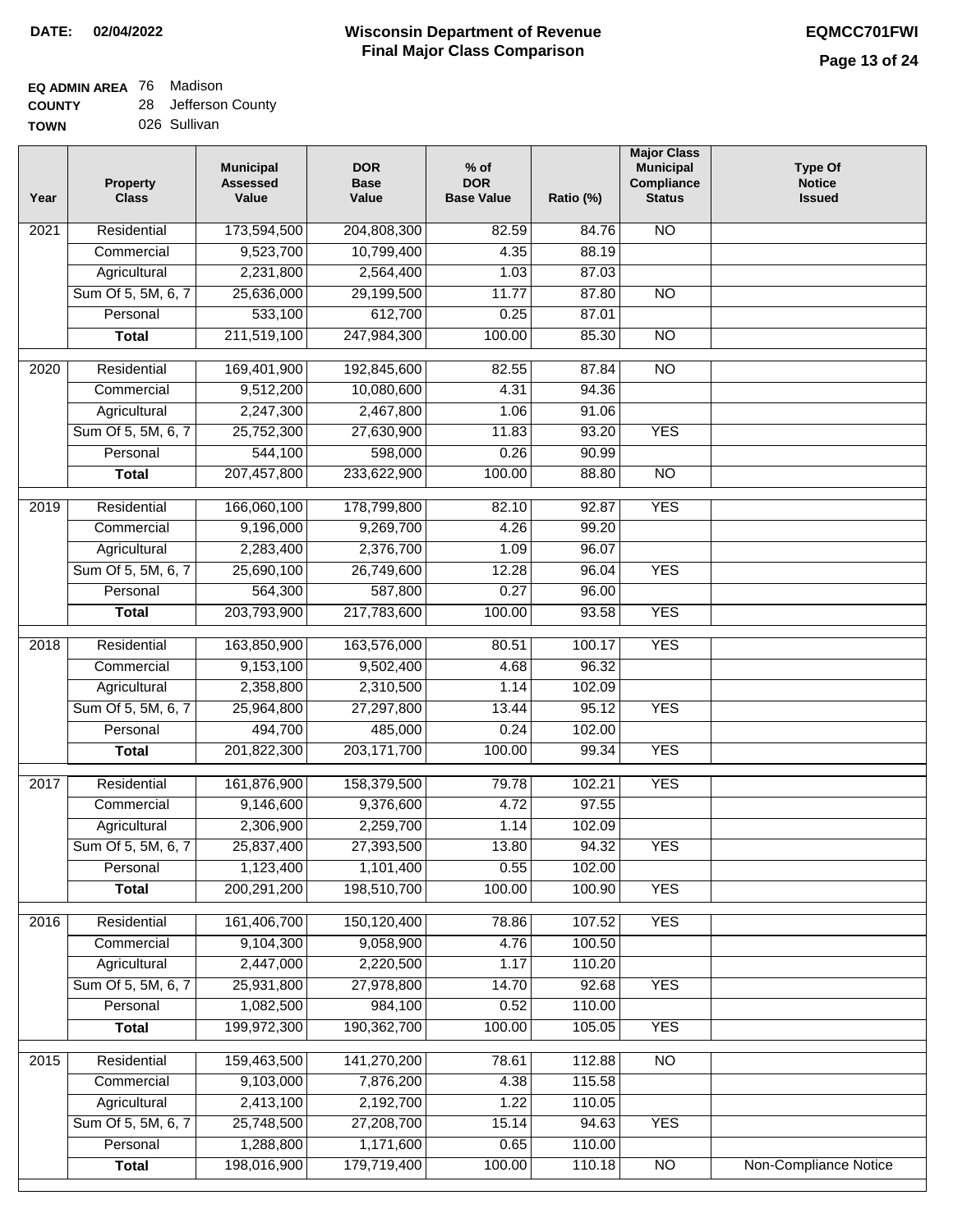**DATE:** 02/04/2022

# Wisconsin Department of Revenue
## Final Major Class Comparison

**EQMCC701FWI**

**EQ ADMIN AREA** 76 Madison
**COUNTY** 28 Jefferson County
**TOWN** 026 Sullivan

| Year | Property Class | Municipal Assessed Value | DOR Base Value | % of DOR Base Value | Ratio (%) | Major Class Municipal Compliance Status | Type Of Notice Issued |
|---|---|---|---|---|---|---|---|
| 2021 | Residential | 173,594,500 | 204,808,300 | 82.59 | 84.76 | NO | |
| | Commercial | 9,523,700 | 10,799,400 | 4.35 | 88.19 | | |
| | Agricultural | 2,231,800 | 2,564,400 | 1.03 | 87.03 | | |
| | Sum Of 5, 5M, 6, 7 | 25,636,000 | 29,199,500 | 11.77 | 87.80 | NO | |
| | Personal | 533,100 | 612,700 | 0.25 | 87.01 | | |
| | **Total** | 211,519,100 | 247,984,300 | 100.00 | 85.30 | NO | |
| 2020 | Residential | 169,401,900 | 192,845,600 | 82.55 | 87.84 | NO | |
| | Commercial | 9,512,200 | 10,080,600 | 4.31 | 94.36 | | |
| | Agricultural | 2,247,300 | 2,467,800 | 1.06 | 91.06 | | |
| | Sum Of 5, 5M, 6, 7 | 25,752,300 | 27,630,900 | 11.83 | 93.20 | YES | |
| | Personal | 544,100 | 598,000 | 0.26 | 90.99 | | |
| | **Total** | 207,457,800 | 233,622,900 | 100.00 | 88.80 | NO | |
| 2019 | Residential | 166,060,100 | 178,799,800 | 82.10 | 92.87 | YES | |
| | Commercial | 9,196,000 | 9,269,700 | 4.26 | 99.20 | | |
| | Agricultural | 2,283,400 | 2,376,700 | 1.09 | 96.07 | | |
| | Sum Of 5, 5M, 6, 7 | 25,690,100 | 26,749,600 | 12.28 | 96.04 | YES | |
| | Personal | 564,300 | 587,800 | 0.27 | 96.00 | | |
| | **Total** | 203,793,900 | 217,783,600 | 100.00 | 93.58 | YES | |
| 2018 | Residential | 163,850,900 | 163,576,000 | 80.51 | 100.17 | YES | |
| | Commercial | 9,153,100 | 9,502,400 | 4.68 | 96.32 | | |
| | Agricultural | 2,358,800 | 2,310,500 | 1.14 | 102.09 | | |
| | Sum Of 5, 5M, 6, 7 | 25,964,800 | 27,297,800 | 13.44 | 95.12 | YES | |
| | Personal | 494,700 | 485,000 | 0.24 | 102.00 | | |
| | **Total** | 201,822,300 | 203,171,700 | 100.00 | 99.34 | YES | |
| 2017 | Residential | 161,876,900 | 158,379,500 | 79.78 | 102.21 | YES | |
| | Commercial | 9,146,600 | 9,376,600 | 4.72 | 97.55 | | |
| | Agricultural | 2,306,900 | 2,259,700 | 1.14 | 102.09 | | |
| | Sum Of 5, 5M, 6, 7 | 25,837,400 | 27,393,500 | 13.80 | 94.32 | YES | |
| | Personal | 1,123,400 | 1,101,400 | 0.55 | 102.00 | | |
| | **Total** | 200,291,200 | 198,510,700 | 100.00 | 100.90 | YES | |
| 2016 | Residential | 161,406,700 | 150,120,400 | 78.86 | 107.52 | YES | |
| | Commercial | 9,104,300 | 9,058,900 | 4.76 | 100.50 | | |
| | Agricultural | 2,447,000 | 2,220,500 | 1.17 | 110.20 | | |
| | Sum Of 5, 5M, 6, 7 | 25,931,800 | 27,978,800 | 14.70 | 92.68 | YES | |
| | Personal | 1,082,500 | 984,100 | 0.52 | 110.00 | | |
| | **Total** | 199,972,300 | 190,362,700 | 100.00 | 105.05 | YES | |
| 2015 | Residential | 159,463,500 | 141,270,200 | 78.61 | 112.88 | NO | |
| | Commercial | 9,103,000 | 7,876,200 | 4.38 | 115.58 | | |
| | Agricultural | 2,413,100 | 2,192,700 | 1.22 | 110.05 | | |
| | Sum Of 5, 5M, 6, 7 | 25,748,500 | 27,208,700 | 15.14 | 94.63 | YES | |
| | Personal | 1,288,800 | 1,171,600 | 0.65 | 110.00 | | |
| | **Total** | 198,016,900 | 179,719,400 | 100.00 | 110.18 | NO | Non-Compliance Notice |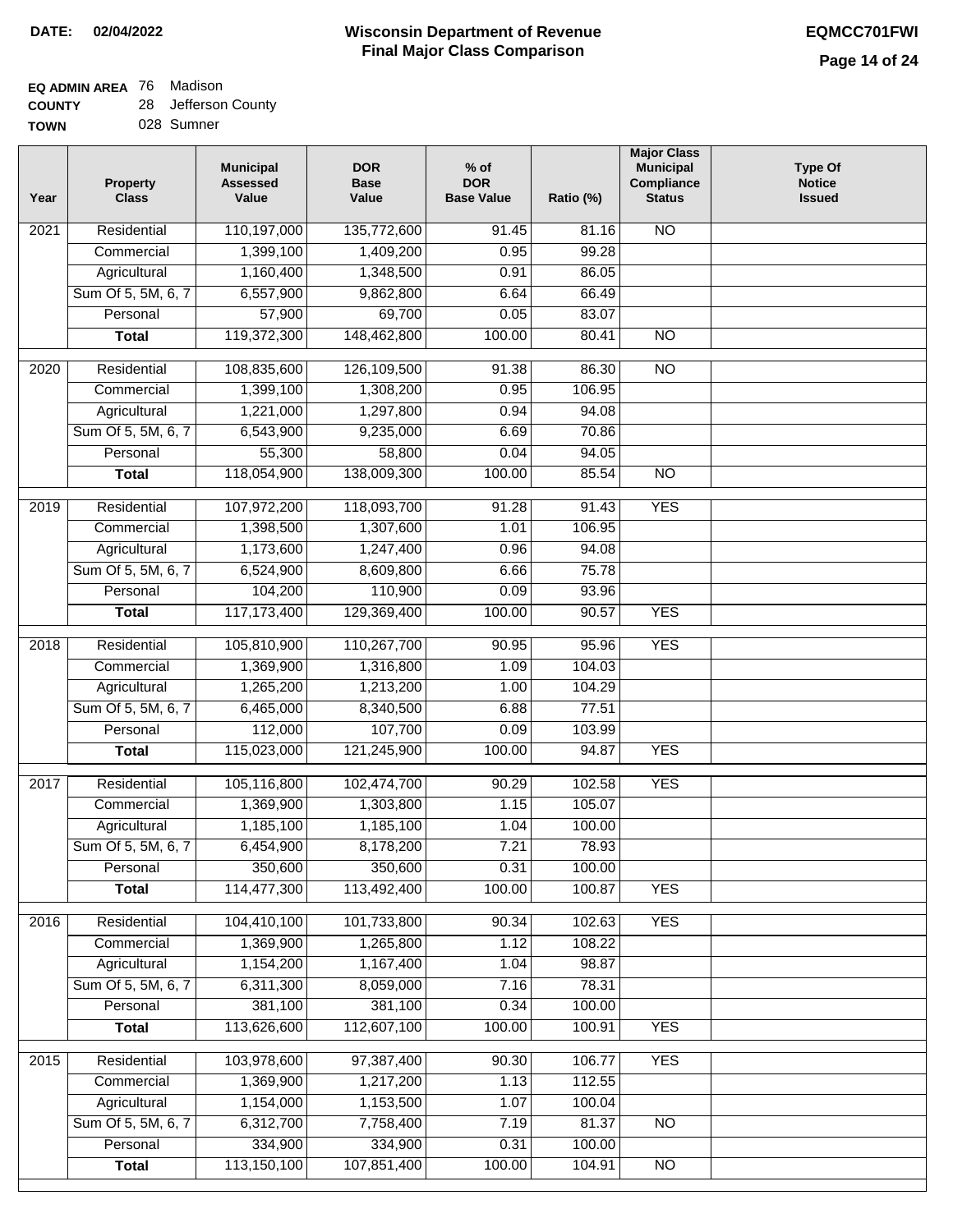**DATE: 02/04/2022**

# Wisconsin Department of Revenue
## Final Major Class Comparison

**EQMCC701FWI**

**EQ ADMIN AREA** 76 Madison
**COUNTY** 28 Jefferson County
**TOWN** 028 Sumner

| Year | Property Class | Municipal Assessed Value | DOR Base Value | % of DOR Base Value | Ratio (%) | Major Class Municipal Compliance Status | Type Of Notice Issued |
|---|---|---|---|---|---|---|---|
| 2021 | Residential | 110,197,000 | 135,772,600 | 91.45 | 81.16 | NO | |
| | Commercial | 1,399,100 | 1,409,200 | 0.95 | 99.28 | | |
| | Agricultural | 1,160,400 | 1,348,500 | 0.91 | 86.05 | | |
| | Sum Of 5, 5M, 6, 7 | 6,557,900 | 9,862,800 | 6.64 | 66.49 | | |
| | Personal | 57,900 | 69,700 | 0.05 | 83.07 | | |
| | **Total** | 119,372,300 | 148,462,800 | 100.00 | 80.41 | NO | |
| 2020 | Residential | 108,835,600 | 126,109,500 | 91.38 | 86.30 | NO | |
| | Commercial | 1,399,100 | 1,308,200 | 0.95 | 106.95 | | |
| | Agricultural | 1,221,000 | 1,297,800 | 0.94 | 94.08 | | |
| | Sum Of 5, 5M, 6, 7 | 6,543,900 | 9,235,000 | 6.69 | 70.86 | | |
| | Personal | 55,300 | 58,800 | 0.04 | 94.05 | | |
| | **Total** | 118,054,900 | 138,009,300 | 100.00 | 85.54 | NO | |
| 2019 | Residential | 107,972,200 | 118,093,700 | 91.28 | 91.43 | YES | |
| | Commercial | 1,398,500 | 1,307,600 | 1.01 | 106.95 | | |
| | Agricultural | 1,173,600 | 1,247,400 | 0.96 | 94.08 | | |
| | Sum Of 5, 5M, 6, 7 | 6,524,900 | 8,609,800 | 6.66 | 75.78 | | |
| | Personal | 104,200 | 110,900 | 0.09 | 93.96 | | |
| | **Total** | 117,173,400 | 129,369,400 | 100.00 | 90.57 | YES | |
| 2018 | Residential | 105,810,900 | 110,267,700 | 90.95 | 95.96 | YES | |
| | Commercial | 1,369,900 | 1,316,800 | 1.09 | 104.03 | | |
| | Agricultural | 1,265,200 | 1,213,200 | 1.00 | 104.29 | | |
| | Sum Of 5, 5M, 6, 7 | 6,465,000 | 8,340,500 | 6.88 | 77.51 | | |
| | Personal | 112,000 | 107,700 | 0.09 | 103.99 | | |
| | **Total** | 115,023,000 | 121,245,900 | 100.00 | 94.87 | YES | |
| 2017 | Residential | 105,116,800 | 102,474,700 | 90.29 | 102.58 | YES | |
| | Commercial | 1,369,900 | 1,303,800 | 1.15 | 105.07 | | |
| | Agricultural | 1,185,100 | 1,185,100 | 1.04 | 100.00 | | |
| | Sum Of 5, 5M, 6, 7 | 6,454,900 | 8,178,200 | 7.21 | 78.93 | | |
| | Personal | 350,600 | 350,600 | 0.31 | 100.00 | | |
| | **Total** | 114,477,300 | 113,492,400 | 100.00 | 100.87 | YES | |
| 2016 | Residential | 104,410,100 | 101,733,800 | 90.34 | 102.63 | YES | |
| | Commercial | 1,369,900 | 1,265,800 | 1.12 | 108.22 | | |
| | Agricultural | 1,154,200 | 1,167,400 | 1.04 | 98.87 | | |
| | Sum Of 5, 5M, 6, 7 | 6,311,300 | 8,059,000 | 7.16 | 78.31 | | |
| | Personal | 381,100 | 381,100 | 0.34 | 100.00 | | |
| | **Total** | 113,626,600 | 112,607,100 | 100.00 | 100.91 | YES | |
| 2015 | Residential | 103,978,600 | 97,387,400 | 90.30 | 106.77 | YES | |
| | Commercial | 1,369,900 | 1,217,200 | 1.13 | 112.55 | | |
| | Agricultural | 1,154,000 | 1,153,500 | 1.07 | 100.04 | | |
| | Sum Of 5, 5M, 6, 7 | 6,312,700 | 7,758,400 | 7.19 | 81.37 | NO | |
| | Personal | 334,900 | 334,900 | 0.31 | 100.00 | | |
| | **Total** | 113,150,100 | 107,851,400 | 100.00 | 104.91 | NO | |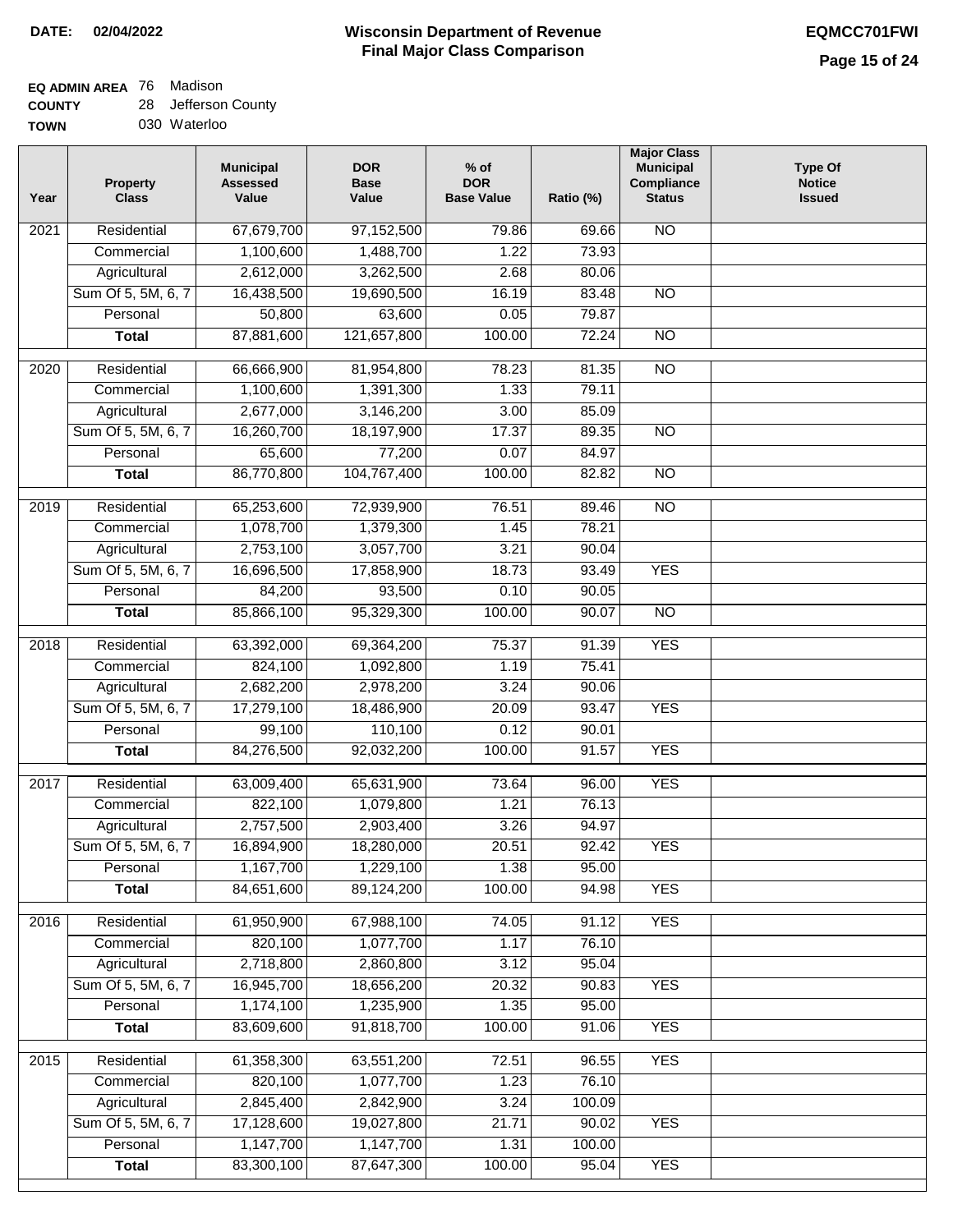**DATE:** 02/04/2022

# Wisconsin Department of Revenue
## Final Major Class Comparison

**EQMCC701FWI**

**EQ ADMIN AREA** 76 Madison
**COUNTY** 28 Jefferson County
**TOWN** 030 Waterloo

| Year | Property Class | Municipal Assessed Value | DOR Base Value | % of DOR Base Value | Ratio (%) | Major Class Municipal Compliance Status | Type Of Notice Issued |
|---|---|---|---|---|---|---|---|
| 2021 | Residential | 67,679,700 | 97,152,500 | 79.86 | 69.66 | NO | |
| | Commercial | 1,100,600 | 1,488,700 | 1.22 | 73.93 | | |
| | Agricultural | 2,612,000 | 3,262,500 | 2.68 | 80.06 | | |
| | Sum Of 5, 5M, 6, 7 | 16,438,500 | 19,690,500 | 16.19 | 83.48 | NO | |
| | Personal | 50,800 | 63,600 | 0.05 | 79.87 | | |
| | **Total** | 87,881,600 | 121,657,800 | 100.00 | 72.24 | NO | |
| 2020 | Residential | 66,666,900 | 81,954,800 | 78.23 | 81.35 | NO | |
| | Commercial | 1,100,600 | 1,391,300 | 1.33 | 79.11 | | |
| | Agricultural | 2,677,000 | 3,146,200 | 3.00 | 85.09 | | |
| | Sum Of 5, 5M, 6, 7 | 16,260,700 | 18,197,900 | 17.37 | 89.35 | NO | |
| | Personal | 65,600 | 77,200 | 0.07 | 84.97 | | |
| | **Total** | 86,770,800 | 104,767,400 | 100.00 | 82.82 | NO | |
| 2019 | Residential | 65,253,600 | 72,939,900 | 76.51 | 89.46 | NO | |
| | Commercial | 1,078,700 | 1,379,300 | 1.45 | 78.21 | | |
| | Agricultural | 2,753,100 | 3,057,700 | 3.21 | 90.04 | | |
| | Sum Of 5, 5M, 6, 7 | 16,696,500 | 17,858,900 | 18.73 | 93.49 | YES | |
| | Personal | 84,200 | 93,500 | 0.10 | 90.05 | | |
| | **Total** | 85,866,100 | 95,329,300 | 100.00 | 90.07 | NO | |
| 2018 | Residential | 63,392,000 | 69,364,200 | 75.37 | 91.39 | YES | |
| | Commercial | 824,100 | 1,092,800 | 1.19 | 75.41 | | |
| | Agricultural | 2,682,200 | 2,978,200 | 3.24 | 90.06 | | |
| | Sum Of 5, 5M, 6, 7 | 17,279,100 | 18,486,900 | 20.09 | 93.47 | YES | |
| | Personal | 99,100 | 110,100 | 0.12 | 90.01 | | |
| | **Total** | 84,276,500 | 92,032,200 | 100.00 | 91.57 | YES | |
| 2017 | Residential | 63,009,400 | 65,631,900 | 73.64 | 96.00 | YES | |
| | Commercial | 822,100 | 1,079,800 | 1.21 | 76.13 | | |
| | Agricultural | 2,757,500 | 2,903,400 | 3.26 | 94.97 | | |
| | Sum Of 5, 5M, 6, 7 | 16,894,900 | 18,280,000 | 20.51 | 92.42 | YES | |
| | Personal | 1,167,700 | 1,229,100 | 1.38 | 95.00 | | |
| | **Total** | 84,651,600 | 89,124,200 | 100.00 | 94.98 | YES | |
| 2016 | Residential | 61,950,900 | 67,988,100 | 74.05 | 91.12 | YES | |
| | Commercial | 820,100 | 1,077,700 | 1.17 | 76.10 | | |
| | Agricultural | 2,718,800 | 2,860,800 | 3.12 | 95.04 | | |
| | Sum Of 5, 5M, 6, 7 | 16,945,700 | 18,656,200 | 20.32 | 90.83 | YES | |
| | Personal | 1,174,100 | 1,235,900 | 1.35 | 95.00 | | |
| | **Total** | 83,609,600 | 91,818,700 | 100.00 | 91.06 | YES | |
| 2015 | Residential | 61,358,300 | 63,551,200 | 72.51 | 96.55 | YES | |
| | Commercial | 820,100 | 1,077,700 | 1.23 | 76.10 | | |
| | Agricultural | 2,845,400 | 2,842,900 | 3.24 | 100.09 | | |
| | Sum Of 5, 5M, 6, 7 | 17,128,600 | 19,027,800 | 21.71 | 90.02 | YES | |
| | Personal | 1,147,700 | 1,147,700 | 1.31 | 100.00 | | |
| | **Total** | 83,300,100 | 87,647,300 | 100.00 | 95.04 | YES | |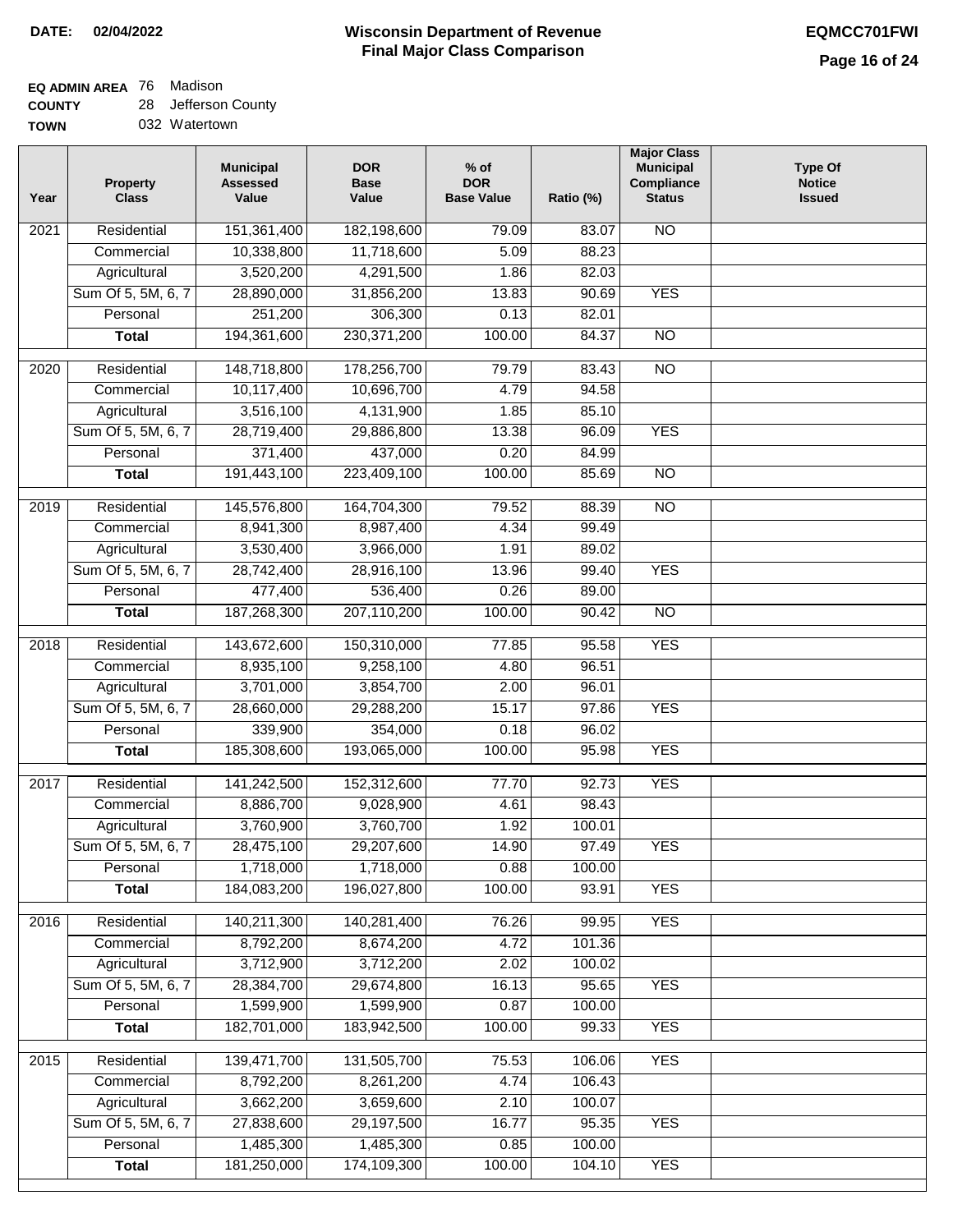**DATE: 02/04/2022**

# Wisconsin Department of Revenue
## Final Major Class Comparison

**EQMCC701FWI**

**EQ ADMIN AREA** 76 Madison
**COUNTY** 28 Jefferson County
**TOWN** 032 Watertown

| Year | Property Class | Municipal Assessed Value | DOR Base Value | % of DOR Base Value | Ratio (%) | Major Class Municipal Compliance Status | Type Of Notice Issued |
|---|---|---|---|---|---|---|---|
| 2021 | Residential | 151,361,400 | 182,198,600 | 79.09 | 83.07 | NO | |
| | Commercial | 10,338,800 | 11,718,600 | 5.09 | 88.23 | | |
| | Agricultural | 3,520,200 | 4,291,500 | 1.86 | 82.03 | | |
| | Sum Of 5, 5M, 6, 7 | 28,890,000 | 31,856,200 | 13.83 | 90.69 | YES | |
| | Personal | 251,200 | 306,300 | 0.13 | 82.01 | | |
| | **Total** | 194,361,600 | 230,371,200 | 100.00 | 84.37 | NO | |
| 2020 | Residential | 148,718,800 | 178,256,700 | 79.79 | 83.43 | NO | |
| | Commercial | 10,117,400 | 10,696,700 | 4.79 | 94.58 | | |
| | Agricultural | 3,516,100 | 4,131,900 | 1.85 | 85.10 | | |
| | Sum Of 5, 5M, 6, 7 | 28,719,400 | 29,886,800 | 13.38 | 96.09 | YES | |
| | Personal | 371,400 | 437,000 | 0.20 | 84.99 | | |
| | **Total** | 191,443,100 | 223,409,100 | 100.00 | 85.69 | NO | |
| 2019 | Residential | 145,576,800 | 164,704,300 | 79.52 | 88.39 | NO | |
| | Commercial | 8,941,300 | 8,987,400 | 4.34 | 99.49 | | |
| | Agricultural | 3,530,400 | 3,966,000 | 1.91 | 89.02 | | |
| | Sum Of 5, 5M, 6, 7 | 28,742,400 | 28,916,100 | 13.96 | 99.40 | YES | |
| | Personal | 477,400 | 536,400 | 0.26 | 89.00 | | |
| | **Total** | 187,268,300 | 207,110,200 | 100.00 | 90.42 | NO | |
| 2018 | Residential | 143,672,600 | 150,310,000 | 77.85 | 95.58 | YES | |
| | Commercial | 8,935,100 | 9,258,100 | 4.80 | 96.51 | | |
| | Agricultural | 3,701,000 | 3,854,700 | 2.00 | 96.01 | | |
| | Sum Of 5, 5M, 6, 7 | 28,660,000 | 29,288,200 | 15.17 | 97.86 | YES | |
| | Personal | 339,900 | 354,000 | 0.18 | 96.02 | | |
| | **Total** | 185,308,600 | 193,065,000 | 100.00 | 95.98 | YES | |
| 2017 | Residential | 141,242,500 | 152,312,600 | 77.70 | 92.73 | YES | |
| | Commercial | 8,886,700 | 9,028,900 | 4.61 | 98.43 | | |
| | Agricultural | 3,760,900 | 3,760,700 | 1.92 | 100.01 | | |
| | Sum Of 5, 5M, 6, 7 | 28,475,100 | 29,207,600 | 14.90 | 97.49 | YES | |
| | Personal | 1,718,000 | 1,718,000 | 0.88 | 100.00 | | |
| | **Total** | 184,083,200 | 196,027,800 | 100.00 | 93.91 | YES | |
| 2016 | Residential | 140,211,300 | 140,281,400 | 76.26 | 99.95 | YES | |
| | Commercial | 8,792,200 | 8,674,200 | 4.72 | 101.36 | | |
| | Agricultural | 3,712,900 | 3,712,200 | 2.02 | 100.02 | | |
| | Sum Of 5, 5M, 6, 7 | 28,384,700 | 29,674,800 | 16.13 | 95.65 | YES | |
| | Personal | 1,599,900 | 1,599,900 | 0.87 | 100.00 | | |
| | **Total** | 182,701,000 | 183,942,500 | 100.00 | 99.33 | YES | |
| 2015 | Residential | 139,471,700 | 131,505,700 | 75.53 | 106.06 | YES | |
| | Commercial | 8,792,200 | 8,261,200 | 4.74 | 106.43 | | |
| | Agricultural | 3,662,200 | 3,659,600 | 2.10 | 100.07 | | |
| | Sum Of 5, 5M, 6, 7 | 27,838,600 | 29,197,500 | 16.77 | 95.35 | YES | |
| | Personal | 1,485,300 | 1,485,300 | 0.85 | 100.00 | | |
| | **Total** | 181,250,000 | 174,109,300 | 100.00 | 104.10 | YES | |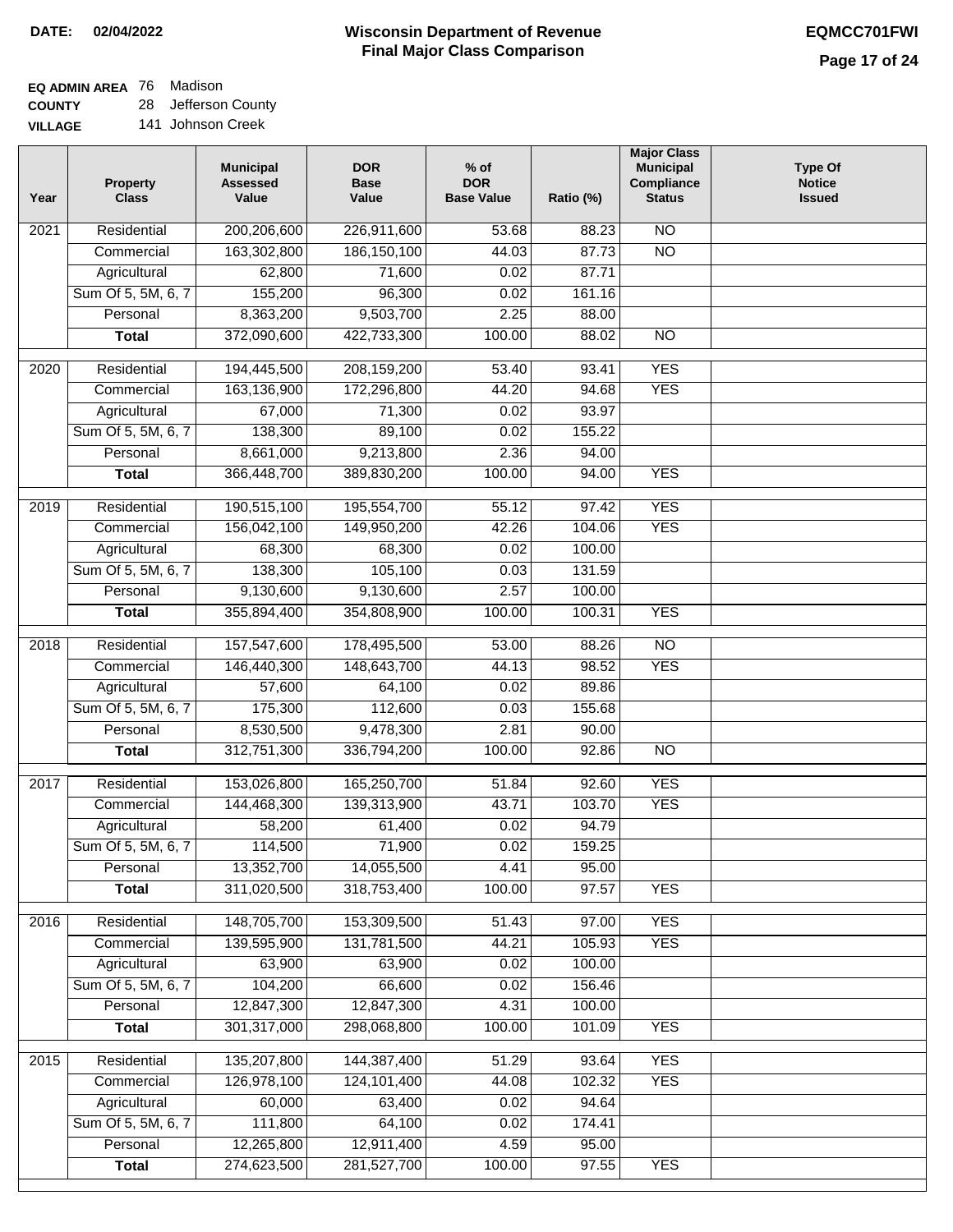**DATE:** 02/04/2022

# Wisconsin Department of Revenue
## Final Major Class Comparison

**EQMCC701FWI**

**EQ ADMIN AREA** 76 Madison
**COUNTY** 28 Jefferson County
**VILLAGE** 141 Johnson Creek

| Year | Property Class | Municipal Assessed Value | DOR Base Value | % of DOR Base Value | Ratio (%) | Major Class Municipal Compliance Status | Type Of Notice Issued |
|---|---|---|---|---|---|---|---|
| 2021 | Residential | 200,206,600 | 226,911,600 | 53.68 | 88.23 | NO | |
| | Commercial | 163,302,800 | 186,150,100 | 44.03 | 87.73 | NO | |
| | Agricultural | 62,800 | 71,600 | 0.02 | 87.71 | | |
| | Sum Of 5, 5M, 6, 7 | 155,200 | 96,300 | 0.02 | 161.16 | | |
| | Personal | 8,363,200 | 9,503,700 | 2.25 | 88.00 | | |
| | **Total** | 372,090,600 | 422,733,300 | 100.00 | 88.02 | NO | |
| 2020 | Residential | 194,445,500 | 208,159,200 | 53.40 | 93.41 | YES | |
| | Commercial | 163,136,900 | 172,296,800 | 44.20 | 94.68 | YES | |
| | Agricultural | 67,000 | 71,300 | 0.02 | 93.97 | | |
| | Sum Of 5, 5M, 6, 7 | 138,300 | 89,100 | 0.02 | 155.22 | | |
| | Personal | 8,661,000 | 9,213,800 | 2.36 | 94.00 | | |
| | **Total** | 366,448,700 | 389,830,200 | 100.00 | 94.00 | YES | |
| 2019 | Residential | 190,515,100 | 195,554,700 | 55.12 | 97.42 | YES | |
| | Commercial | 156,042,100 | 149,950,200 | 42.26 | 104.06 | YES | |
| | Agricultural | 68,300 | 68,300 | 0.02 | 100.00 | | |
| | Sum Of 5, 5M, 6, 7 | 138,300 | 105,100 | 0.03 | 131.59 | | |
| | Personal | 9,130,600 | 9,130,600 | 2.57 | 100.00 | | |
| | **Total** | 355,894,400 | 354,808,900 | 100.00 | 100.31 | YES | |
| 2018 | Residential | 157,547,600 | 178,495,500 | 53.00 | 88.26 | NO | |
| | Commercial | 146,440,300 | 148,643,700 | 44.13 | 98.52 | YES | |
| | Agricultural | 57,600 | 64,100 | 0.02 | 89.86 | | |
| | Sum Of 5, 5M, 6, 7 | 175,300 | 112,600 | 0.03 | 155.68 | | |
| | Personal | 8,530,500 | 9,478,300 | 2.81 | 90.00 | | |
| | **Total** | 312,751,300 | 336,794,200 | 100.00 | 92.86 | NO | |
| 2017 | Residential | 153,026,800 | 165,250,700 | 51.84 | 92.60 | YES | |
| | Commercial | 144,468,300 | 139,313,900 | 43.71 | 103.70 | YES | |
| | Agricultural | 58,200 | 61,400 | 0.02 | 94.79 | | |
| | Sum Of 5, 5M, 6, 7 | 114,500 | 71,900 | 0.02 | 159.25 | | |
| | Personal | 13,352,700 | 14,055,500 | 4.41 | 95.00 | | |
| | **Total** | 311,020,500 | 318,753,400 | 100.00 | 97.57 | YES | |
| 2016 | Residential | 148,705,700 | 153,309,500 | 51.43 | 97.00 | YES | |
| | Commercial | 139,595,900 | 131,781,500 | 44.21 | 105.93 | YES | |
| | Agricultural | 63,900 | 63,900 | 0.02 | 100.00 | | |
| | Sum Of 5, 5M, 6, 7 | 104,200 | 66,600 | 0.02 | 156.46 | | |
| | Personal | 12,847,300 | 12,847,300 | 4.31 | 100.00 | | |
| | **Total** | 301,317,000 | 298,068,800 | 100.00 | 101.09 | YES | |
| 2015 | Residential | 135,207,800 | 144,387,400 | 51.29 | 93.64 | YES | |
| | Commercial | 126,978,100 | 124,101,400 | 44.08 | 102.32 | YES | |
| | Agricultural | 60,000 | 63,400 | 0.02 | 94.64 | | |
| | Sum Of 5, 5M, 6, 7 | 111,800 | 64,100 | 0.02 | 174.41 | | |
| | Personal | 12,265,800 | 12,911,400 | 4.59 | 95.00 | | |
| | **Total** | 274,623,500 | 281,527,700 | 100.00 | 97.55 | YES | |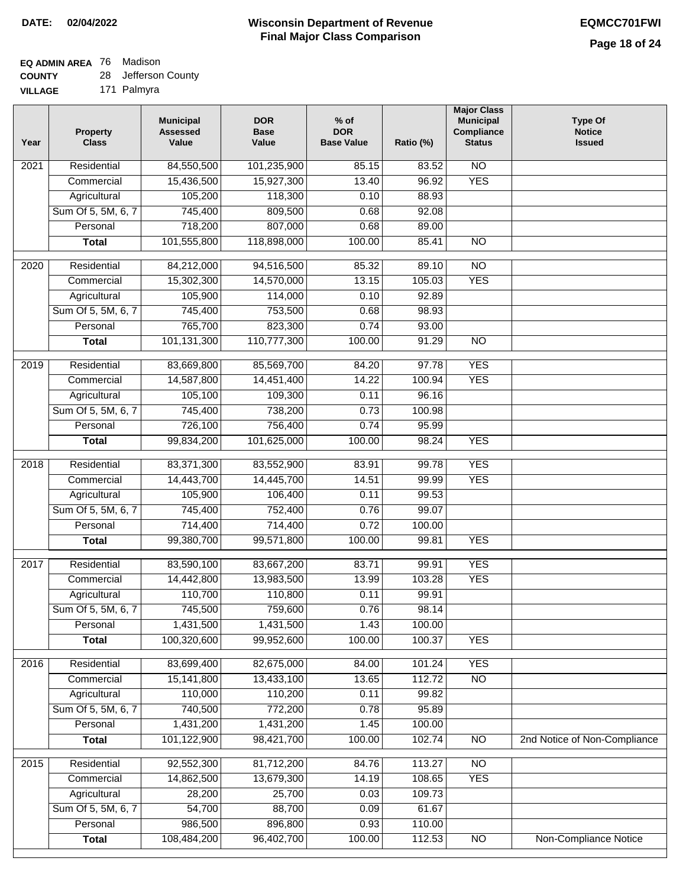**DATE:** 02/04/2022

# Wisconsin Department of Revenue
## Final Major Class Comparison

**EQMCC701FWI**

**EQ ADMIN AREA** 76 Madison
**COUNTY** 28 Jefferson County
**VILLAGE** 171 Palmyra

| Year | Property Class | Municipal Assessed Value | DOR Base Value | % of DOR Base Value | Ratio (%) | Major Class Municipal Compliance Status | Type Of Notice Issued |
|---|---|---|---|---|---|---|---|
| 2021 | Residential | 84,550,500 | 101,235,900 | 85.15 | 83.52 | NO | |
| | Commercial | 15,436,500 | 15,927,300 | 13.40 | 96.92 | YES | |
| | Agricultural | 105,200 | 118,300 | 0.10 | 88.93 | | |
| | Sum Of 5, 5M, 6, 7 | 745,400 | 809,500 | 0.68 | 92.08 | | |
| | Personal | 718,200 | 807,000 | 0.68 | 89.00 | | |
| | **Total** | 101,555,800 | 118,898,000 | 100.00 | 85.41 | NO | |
| 2020 | Residential | 84,212,000 | 94,516,500 | 85.32 | 89.10 | NO | |
| | Commercial | 15,302,300 | 14,570,000 | 13.15 | 105.03 | YES | |
| | Agricultural | 105,900 | 114,000 | 0.10 | 92.89 | | |
| | Sum Of 5, 5M, 6, 7 | 745,400 | 753,500 | 0.68 | 98.93 | | |
| | Personal | 765,700 | 823,300 | 0.74 | 93.00 | | |
| | **Total** | 101,131,300 | 110,777,300 | 100.00 | 91.29 | NO | |
| 2019 | Residential | 83,669,800 | 85,569,700 | 84.20 | 97.78 | YES | |
| | Commercial | 14,587,800 | 14,451,400 | 14.22 | 100.94 | YES | |
| | Agricultural | 105,100 | 109,300 | 0.11 | 96.16 | | |
| | Sum Of 5, 5M, 6, 7 | 745,400 | 738,200 | 0.73 | 100.98 | | |
| | Personal | 726,100 | 756,400 | 0.74 | 95.99 | | |
| | **Total** | 99,834,200 | 101,625,000 | 100.00 | 98.24 | YES | |
| 2018 | Residential | 83,371,300 | 83,552,900 | 83.91 | 99.78 | YES | |
| | Commercial | 14,443,700 | 14,445,700 | 14.51 | 99.99 | YES | |
| | Agricultural | 105,900 | 106,400 | 0.11 | 99.53 | | |
| | Sum Of 5, 5M, 6, 7 | 745,400 | 752,400 | 0.76 | 99.07 | | |
| | Personal | 714,400 | 714,400 | 0.72 | 100.00 | | |
| | **Total** | 99,380,700 | 99,571,800 | 100.00 | 99.81 | YES | |
| 2017 | Residential | 83,590,100 | 83,667,200 | 83.71 | 99.91 | YES | |
| | Commercial | 14,442,800 | 13,983,500 | 13.99 | 103.28 | YES | |
| | Agricultural | 110,700 | 110,800 | 0.11 | 99.91 | | |
| | Sum Of 5, 5M, 6, 7 | 745,500 | 759,600 | 0.76 | 98.14 | | |
| | Personal | 1,431,500 | 1,431,500 | 1.43 | 100.00 | | |
| | **Total** | 100,320,600 | 99,952,600 | 100.00 | 100.37 | YES | |
| 2016 | Residential | 83,699,400 | 82,675,000 | 84.00 | 101.24 | YES | |
| | Commercial | 15,141,800 | 13,433,100 | 13.65 | 112.72 | NO | |
| | Agricultural | 110,000 | 110,200 | 0.11 | 99.82 | | |
| | Sum Of 5, 5M, 6, 7 | 740,500 | 772,200 | 0.78 | 95.89 | | |
| | Personal | 1,431,200 | 1,431,200 | 1.45 | 100.00 | | |
| | **Total** | 101,122,900 | 98,421,700 | 100.00 | 102.74 | NO | 2nd Notice of Non-Compliance |
| 2015 | Residential | 92,552,300 | 81,712,200 | 84.76 | 113.27 | NO | |
| | Commercial | 14,862,500 | 13,679,300 | 14.19 | 108.65 | YES | |
| | Agricultural | 28,200 | 25,700 | 0.03 | 109.73 | | |
| | Sum Of 5, 5M, 6, 7 | 54,700 | 88,700 | 0.09 | 61.67 | | |
| | Personal | 986,500 | 896,800 | 0.93 | 110.00 | | |
| | **Total** | 108,484,200 | 96,402,700 | 100.00 | 112.53 | NO | Non-Compliance Notice |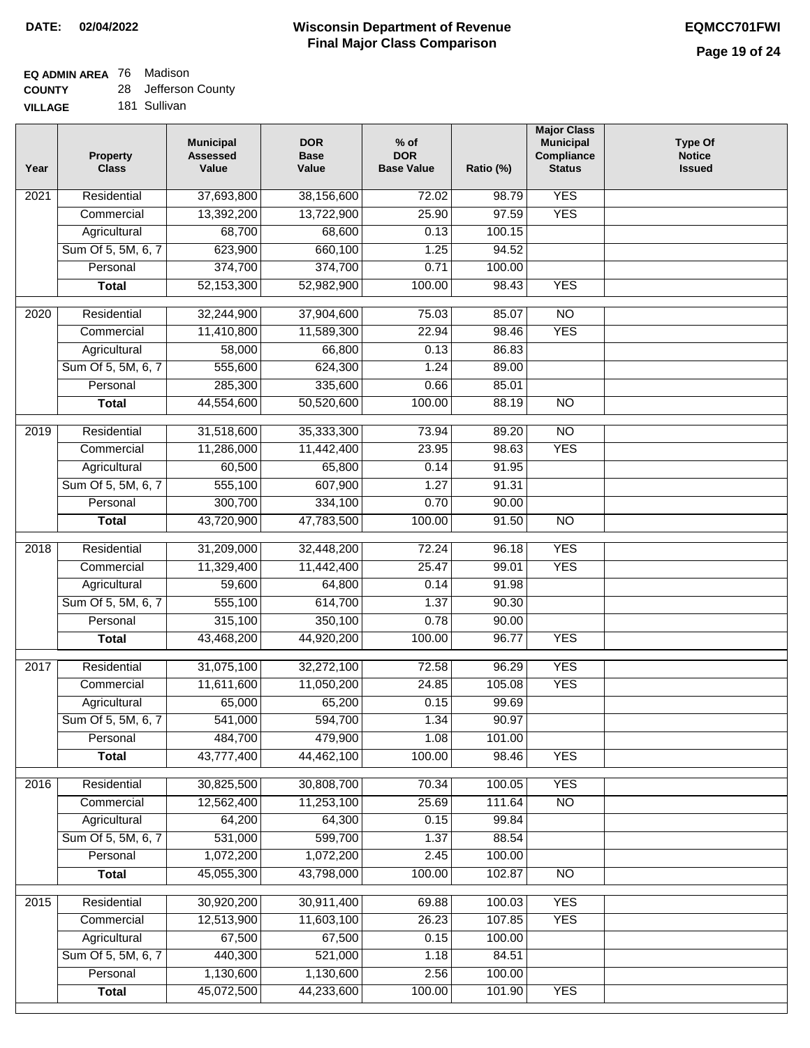**DATE:** 02/04/2022

# Wisconsin Department of Revenue
## Final Major Class Comparison

**EQMCC701FWI**

**EQ ADMIN AREA** 76 Madison
**COUNTY** 28 Jefferson County
**VILLAGE** 181 Sullivan

| Year | Property Class | Municipal Assessed Value | DOR Base Value | % of DOR Base Value | Ratio (%) | Major Class Municipal Compliance Status | Type Of Notice Issued |
|---|---|---|---|---|---|---|---|
| 2021 | Residential | 37,693,800 | 38,156,600 | 72.02 | 98.79 | YES | |
| | Commercial | 13,392,200 | 13,722,900 | 25.90 | 97.59 | YES | |
| | Agricultural | 68,700 | 68,600 | 0.13 | 100.15 | | |
| | Sum Of 5, 5M, 6, 7 | 623,900 | 660,100 | 1.25 | 94.52 | | |
| | Personal | 374,700 | 374,700 | 0.71 | 100.00 | | |
| | **Total** | 52,153,300 | 52,982,900 | 100.00 | 98.43 | YES | |
| 2020 | Residential | 32,244,900 | 37,904,600 | 75.03 | 85.07 | NO | |
| | Commercial | 11,410,800 | 11,589,300 | 22.94 | 98.46 | YES | |
| | Agricultural | 58,000 | 66,800 | 0.13 | 86.83 | | |
| | Sum Of 5, 5M, 6, 7 | 555,600 | 624,300 | 1.24 | 89.00 | | |
| | Personal | 285,300 | 335,600 | 0.66 | 85.01 | | |
| | **Total** | 44,554,600 | 50,520,600 | 100.00 | 88.19 | NO | |
| 2019 | Residential | 31,518,600 | 35,333,300 | 73.94 | 89.20 | NO | |
| | Commercial | 11,286,000 | 11,442,400 | 23.95 | 98.63 | YES | |
| | Agricultural | 60,500 | 65,800 | 0.14 | 91.95 | | |
| | Sum Of 5, 5M, 6, 7 | 555,100 | 607,900 | 1.27 | 91.31 | | |
| | Personal | 300,700 | 334,100 | 0.70 | 90.00 | | |
| | **Total** | 43,720,900 | 47,783,500 | 100.00 | 91.50 | NO | |
| 2018 | Residential | 31,209,000 | 32,448,200 | 72.24 | 96.18 | YES | |
| | Commercial | 11,329,400 | 11,442,400 | 25.47 | 99.01 | YES | |
| | Agricultural | 59,600 | 64,800 | 0.14 | 91.98 | | |
| | Sum Of 5, 5M, 6, 7 | 555,100 | 614,700 | 1.37 | 90.30 | | |
| | Personal | 315,100 | 350,100 | 0.78 | 90.00 | | |
| | **Total** | 43,468,200 | 44,920,200 | 100.00 | 96.77 | YES | |
| 2017 | Residential | 31,075,100 | 32,272,100 | 72.58 | 96.29 | YES | |
| | Commercial | 11,611,600 | 11,050,200 | 24.85 | 105.08 | YES | |
| | Agricultural | 65,000 | 65,200 | 0.15 | 99.69 | | |
| | Sum Of 5, 5M, 6, 7 | 541,000 | 594,700 | 1.34 | 90.97 | | |
| | Personal | 484,700 | 479,900 | 1.08 | 101.00 | | |
| | **Total** | 43,777,400 | 44,462,100 | 100.00 | 98.46 | YES | |
| 2016 | Residential | 30,825,500 | 30,808,700 | 70.34 | 100.05 | YES | |
| | Commercial | 12,562,400 | 11,253,100 | 25.69 | 111.64 | NO | |
| | Agricultural | 64,200 | 64,300 | 0.15 | 99.84 | | |
| | Sum Of 5, 5M, 6, 7 | 531,000 | 599,700 | 1.37 | 88.54 | | |
| | Personal | 1,072,200 | 1,072,200 | 2.45 | 100.00 | | |
| | **Total** | 45,055,300 | 43,798,000 | 100.00 | 102.87 | NO | |
| 2015 | Residential | 30,920,200 | 30,911,400 | 69.88 | 100.03 | YES | |
| | Commercial | 12,513,900 | 11,603,100 | 26.23 | 107.85 | YES | |
| | Agricultural | 67,500 | 67,500 | 0.15 | 100.00 | | |
| | Sum Of 5, 5M, 6, 7 | 440,300 | 521,000 | 1.18 | 84.51 | | |
| | Personal | 1,130,600 | 1,130,600 | 2.56 | 100.00 | | |
| | **Total** | 45,072,500 | 44,233,600 | 100.00 | 101.90 | YES | |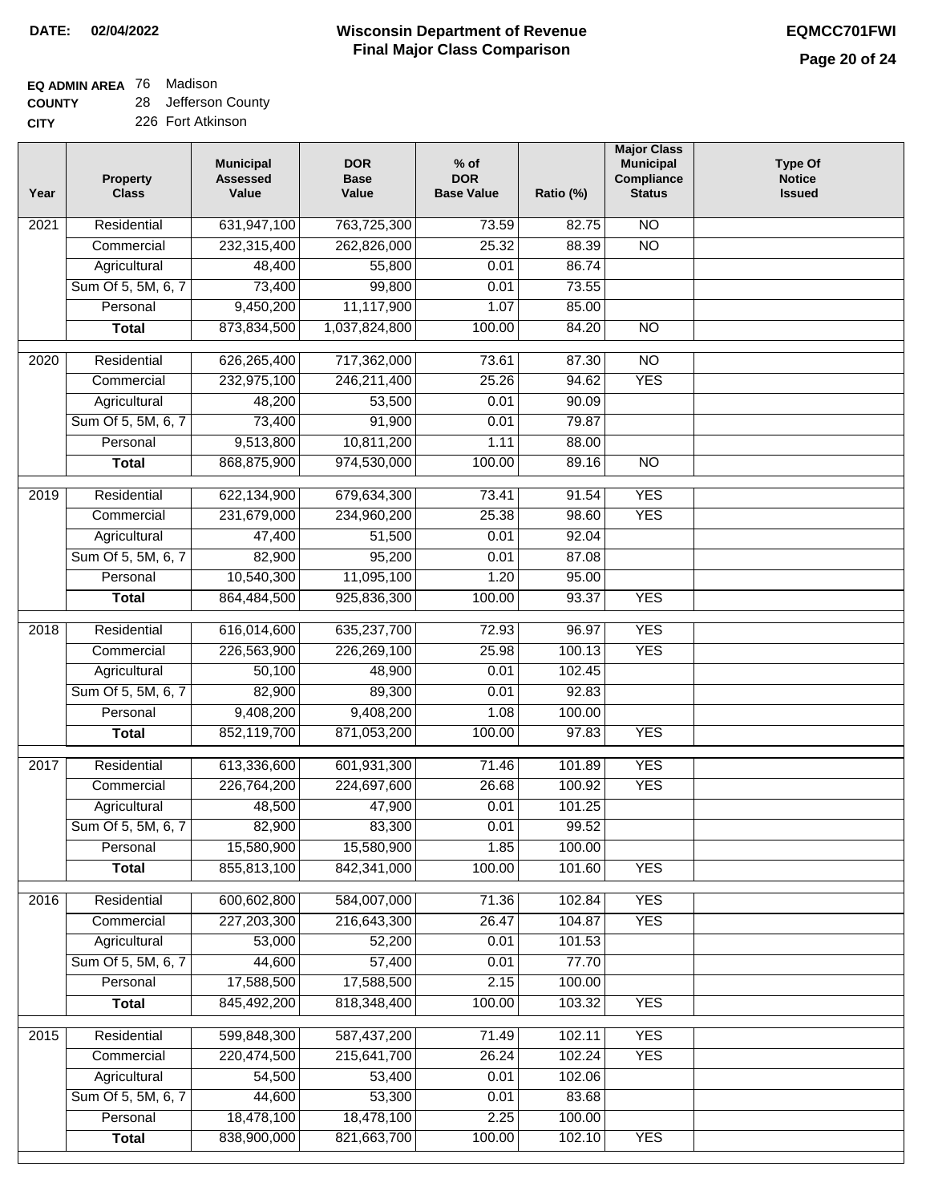**DATE: 02/04/2022**

# Wisconsin Department of Revenue
## Final Major Class Comparison

**EQMCC701FWI**

**EQ ADMIN AREA** 76 Madison
**COUNTY** 28 Jefferson County
**CITY** 226 Fort Atkinson

| Year | Property Class | Municipal Assessed Value | DOR Base Value | % of DOR Base Value | Ratio (%) | Major Class Municipal Compliance Status | Type Of Notice Issued |
|---|---|---|---|---|---|---|---|
| 2021 | Residential | 631,947,100 | 763,725,300 | 73.59 | 82.75 | NO | |
| | Commercial | 232,315,400 | 262,826,000 | 25.32 | 88.39 | NO | |
| | Agricultural | 48,400 | 55,800 | 0.01 | 86.74 | | |
| | Sum Of 5, 5M, 6, 7 | 73,400 | 99,800 | 0.01 | 73.55 | | |
| | Personal | 9,450,200 | 11,117,900 | 1.07 | 85.00 | | |
| | **Total** | 873,834,500 | 1,037,824,800 | 100.00 | 84.20 | NO | |
| 2020 | Residential | 626,265,400 | 717,362,000 | 73.61 | 87.30 | NO | |
| | Commercial | 232,975,100 | 246,211,400 | 25.26 | 94.62 | YES | |
| | Agricultural | 48,200 | 53,500 | 0.01 | 90.09 | | |
| | Sum Of 5, 5M, 6, 7 | 73,400 | 91,900 | 0.01 | 79.87 | | |
| | Personal | 9,513,800 | 10,811,200 | 1.11 | 88.00 | | |
| | **Total** | 868,875,900 | 974,530,000 | 100.00 | 89.16 | NO | |
| 2019 | Residential | 622,134,900 | 679,634,300 | 73.41 | 91.54 | YES | |
| | Commercial | 231,679,000 | 234,960,200 | 25.38 | 98.60 | YES | |
| | Agricultural | 47,400 | 51,500 | 0.01 | 92.04 | | |
| | Sum Of 5, 5M, 6, 7 | 82,900 | 95,200 | 0.01 | 87.08 | | |
| | Personal | 10,540,300 | 11,095,100 | 1.20 | 95.00 | | |
| | **Total** | 864,484,500 | 925,836,300 | 100.00 | 93.37 | YES | |
| 2018 | Residential | 616,014,600 | 635,237,700 | 72.93 | 96.97 | YES | |
| | Commercial | 226,563,900 | 226,269,100 | 25.98 | 100.13 | YES | |
| | Agricultural | 50,100 | 48,900 | 0.01 | 102.45 | | |
| | Sum Of 5, 5M, 6, 7 | 82,900 | 89,300 | 0.01 | 92.83 | | |
| | Personal | 9,408,200 | 9,408,200 | 1.08 | 100.00 | | |
| | **Total** | 852,119,700 | 871,053,200 | 100.00 | 97.83 | YES | |
| 2017 | Residential | 613,336,600 | 601,931,300 | 71.46 | 101.89 | YES | |
| | Commercial | 226,764,200 | 224,697,600 | 26.68 | 100.92 | YES | |
| | Agricultural | 48,500 | 47,900 | 0.01 | 101.25 | | |
| | Sum Of 5, 5M, 6, 7 | 82,900 | 83,300 | 0.01 | 99.52 | | |
| | Personal | 15,580,900 | 15,580,900 | 1.85 | 100.00 | | |
| | **Total** | 855,813,100 | 842,341,000 | 100.00 | 101.60 | YES | |
| 2016 | Residential | 600,602,800 | 584,007,000 | 71.36 | 102.84 | YES | |
| | Commercial | 227,203,300 | 216,643,300 | 26.47 | 104.87 | YES | |
| | Agricultural | 53,000 | 52,200 | 0.01 | 101.53 | | |
| | Sum Of 5, 5M, 6, 7 | 44,600 | 57,400 | 0.01 | 77.70 | | |
| | Personal | 17,588,500 | 17,588,500 | 2.15 | 100.00 | | |
| | **Total** | 845,492,200 | 818,348,400 | 100.00 | 103.32 | YES | |
| 2015 | Residential | 599,848,300 | 587,437,200 | 71.49 | 102.11 | YES | |
| | Commercial | 220,474,500 | 215,641,700 | 26.24 | 102.24 | YES | |
| | Agricultural | 54,500 | 53,400 | 0.01 | 102.06 | | |
| | Sum Of 5, 5M, 6, 7 | 44,600 | 53,300 | 0.01 | 83.68 | | |
| | Personal | 18,478,100 | 18,478,100 | 2.25 | 100.00 | | |
| | **Total** | 838,900,000 | 821,663,700 | 100.00 | 102.10 | YES | |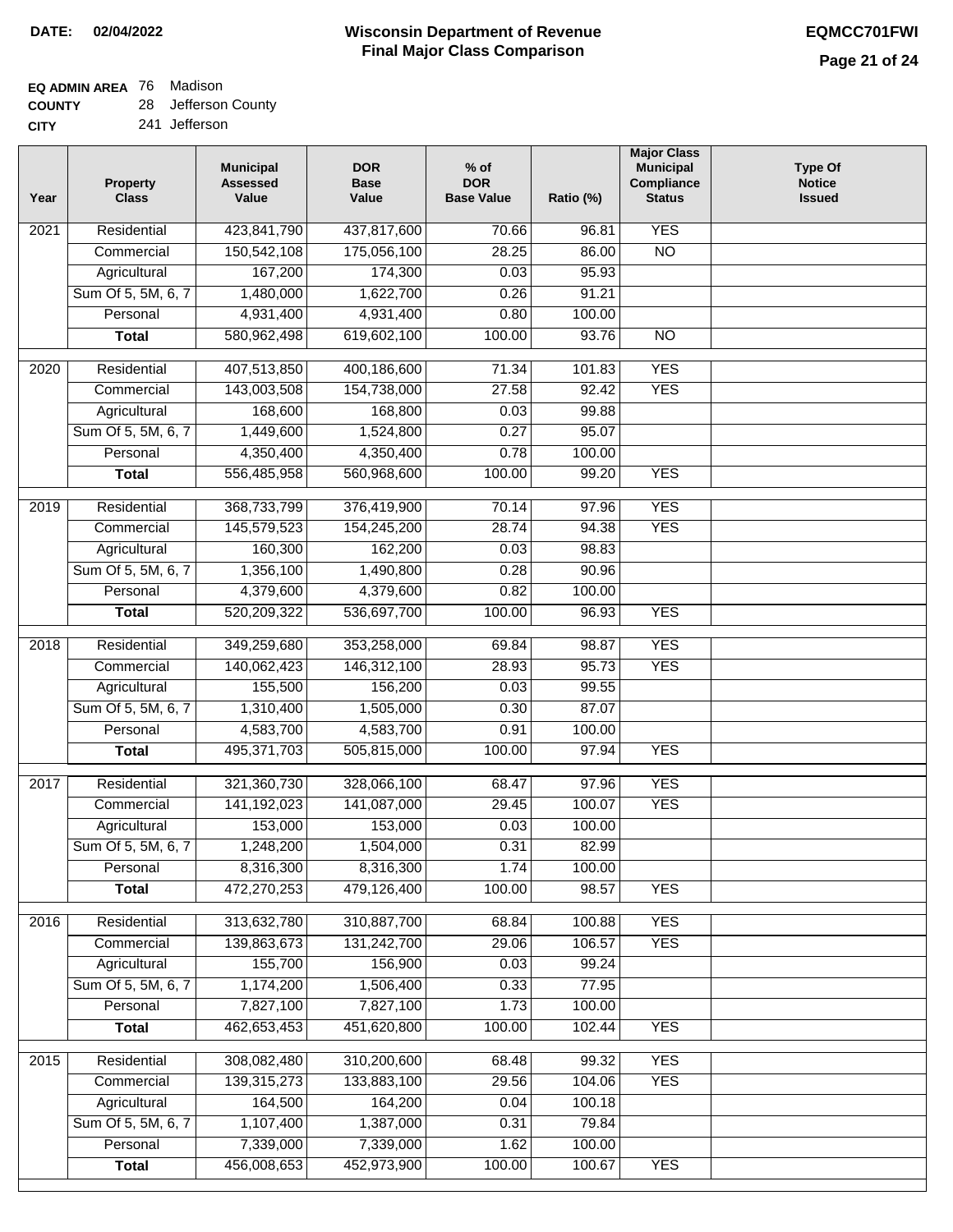**DATE:** 02/04/2022

# Wisconsin Department of Revenue
## Final Major Class Comparison

**EQMCC701FWI**

**EQ ADMIN AREA** 76 Madison
**COUNTY** 28 Jefferson County
**CITY** 241 Jefferson

| Year | Property Class | Municipal Assessed Value | DOR Base Value | % of DOR Base Value | Ratio (%) | Major Class Municipal Compliance Status | Type Of Notice Issued |
|---|---|---|---|---|---|---|---|
| 2021 | Residential | 423,841,790 | 437,817,600 | 70.66 | 96.81 | YES | |
| | Commercial | 150,542,108 | 175,056,100 | 28.25 | 86.00 | NO | |
| | Agricultural | 167,200 | 174,300 | 0.03 | 95.93 | | |
| | Sum Of 5, 5M, 6, 7 | 1,480,000 | 1,622,700 | 0.26 | 91.21 | | |
| | Personal | 4,931,400 | 4,931,400 | 0.80 | 100.00 | | |
| | **Total** | 580,962,498 | 619,602,100 | 100.00 | 93.76 | NO | |
| 2020 | Residential | 407,513,850 | 400,186,600 | 71.34 | 101.83 | YES | |
| | Commercial | 143,003,508 | 154,738,000 | 27.58 | 92.42 | YES | |
| | Agricultural | 168,600 | 168,800 | 0.03 | 99.88 | | |
| | Sum Of 5, 5M, 6, 7 | 1,449,600 | 1,524,800 | 0.27 | 95.07 | | |
| | Personal | 4,350,400 | 4,350,400 | 0.78 | 100.00 | | |
| | **Total** | 556,485,958 | 560,968,600 | 100.00 | 99.20 | YES | |
| 2019 | Residential | 368,733,799 | 376,419,900 | 70.14 | 97.96 | YES | |
| | Commercial | 145,579,523 | 154,245,200 | 28.74 | 94.38 | YES | |
| | Agricultural | 160,300 | 162,200 | 0.03 | 98.83 | | |
| | Sum Of 5, 5M, 6, 7 | 1,356,100 | 1,490,800 | 0.28 | 90.96 | | |
| | Personal | 4,379,600 | 4,379,600 | 0.82 | 100.00 | | |
| | **Total** | 520,209,322 | 536,697,700 | 100.00 | 96.93 | YES | |
| 2018 | Residential | 349,259,680 | 353,258,000 | 69.84 | 98.87 | YES | |
| | Commercial | 140,062,423 | 146,312,100 | 28.93 | 95.73 | YES | |
| | Agricultural | 155,500 | 156,200 | 0.03 | 99.55 | | |
| | Sum Of 5, 5M, 6, 7 | 1,310,400 | 1,505,000 | 0.30 | 87.07 | | |
| | Personal | 4,583,700 | 4,583,700 | 0.91 | 100.00 | | |
| | **Total** | 495,371,703 | 505,815,000 | 100.00 | 97.94 | YES | |
| 2017 | Residential | 321,360,730 | 328,066,100 | 68.47 | 97.96 | YES | |
| | Commercial | 141,192,023 | 141,087,000 | 29.45 | 100.07 | YES | |
| | Agricultural | 153,000 | 153,000 | 0.03 | 100.00 | | |
| | Sum Of 5, 5M, 6, 7 | 1,248,200 | 1,504,000 | 0.31 | 82.99 | | |
| | Personal | 8,316,300 | 8,316,300 | 1.74 | 100.00 | | |
| | **Total** | 472,270,253 | 479,126,400 | 100.00 | 98.57 | YES | |
| 2016 | Residential | 313,632,780 | 310,887,700 | 68.84 | 100.88 | YES | |
| | Commercial | 139,863,673 | 131,242,700 | 29.06 | 106.57 | YES | |
| | Agricultural | 155,700 | 156,900 | 0.03 | 99.24 | | |
| | Sum Of 5, 5M, 6, 7 | 1,174,200 | 1,506,400 | 0.33 | 77.95 | | |
| | Personal | 7,827,100 | 7,827,100 | 1.73 | 100.00 | | |
| | **Total** | 462,653,453 | 451,620,800 | 100.00 | 102.44 | YES | |
| 2015 | Residential | 308,082,480 | 310,200,600 | 68.48 | 99.32 | YES | |
| | Commercial | 139,315,273 | 133,883,100 | 29.56 | 104.06 | YES | |
| | Agricultural | 164,500 | 164,200 | 0.04 | 100.18 | | |
| | Sum Of 5, 5M, 6, 7 | 1,107,400 | 1,387,000 | 0.31 | 79.84 | | |
| | Personal | 7,339,000 | 7,339,000 | 1.62 | 100.00 | | |
| | **Total** | 456,008,653 | 452,973,900 | 100.00 | 100.67 | YES | |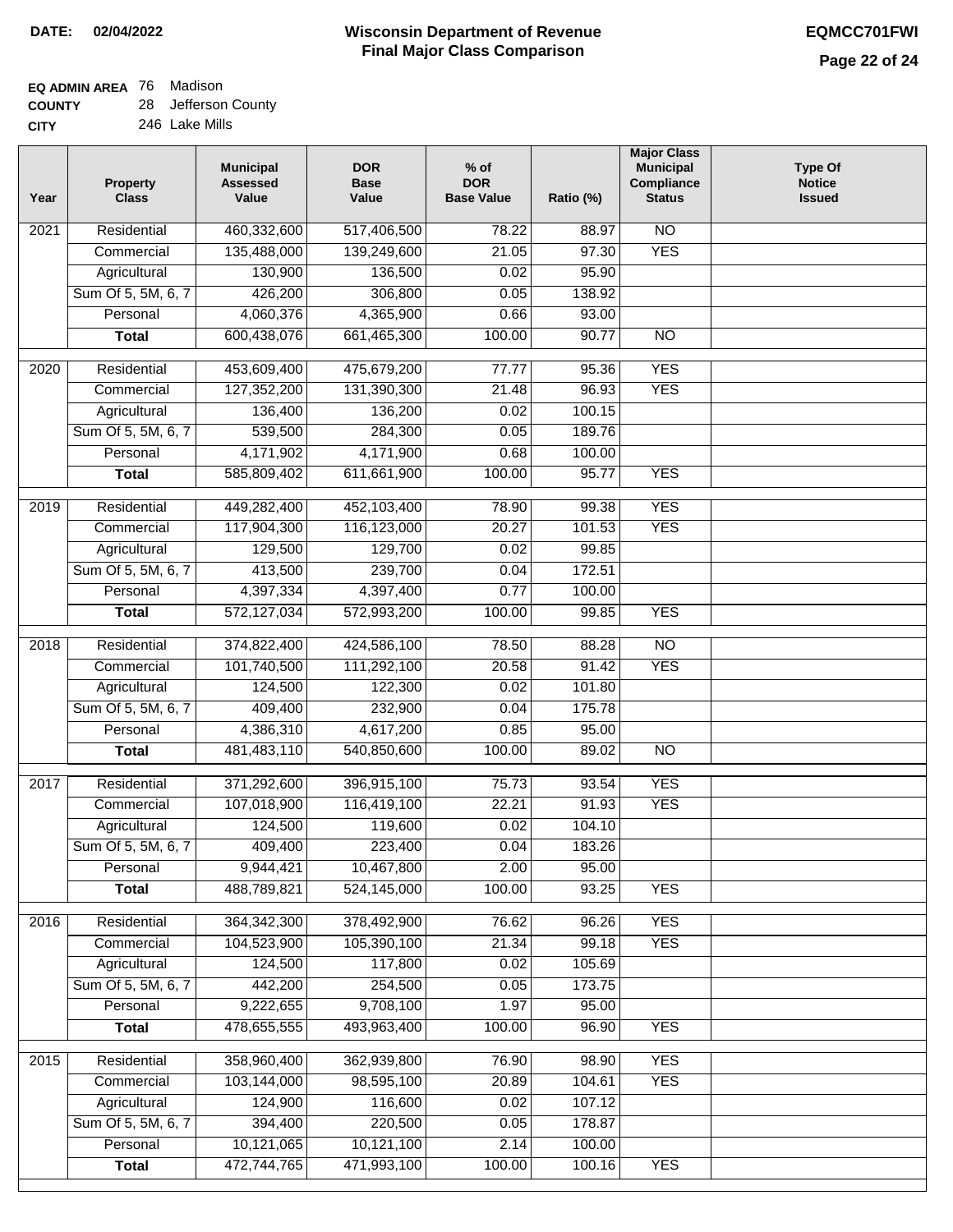**DATE:** 02/04/2022

# Wisconsin Department of Revenue
## Final Major Class Comparison

**EQMCC701FWI**

**EQ ADMIN AREA** 76 Madison
**COUNTY** 28 Jefferson County
**CITY** 246 Lake Mills

| Year | Property Class | Municipal Assessed Value | DOR Base Value | % of DOR Base Value | Ratio (%) | Major Class Municipal Compliance Status | Type Of Notice Issued |
|---|---|---|---|---|---|---|---|
| 2021 | Residential | 460,332,600 | 517,406,500 | 78.22 | 88.97 | NO | |
| | Commercial | 135,488,000 | 139,249,600 | 21.05 | 97.30 | YES | |
| | Agricultural | 130,900 | 136,500 | 0.02 | 95.90 | | |
| | Sum Of 5, 5M, 6, 7 | 426,200 | 306,800 | 0.05 | 138.92 | | |
| | Personal | 4,060,376 | 4,365,900 | 0.66 | 93.00 | | |
| | **Total** | 600,438,076 | 661,465,300 | 100.00 | 90.77 | NO | |
| 2020 | Residential | 453,609,400 | 475,679,200 | 77.77 | 95.36 | YES | |
| | Commercial | 127,352,200 | 131,390,300 | 21.48 | 96.93 | YES | |
| | Agricultural | 136,400 | 136,200 | 0.02 | 100.15 | | |
| | Sum Of 5, 5M, 6, 7 | 539,500 | 284,300 | 0.05 | 189.76 | | |
| | Personal | 4,171,902 | 4,171,900 | 0.68 | 100.00 | | |
| | **Total** | 585,809,402 | 611,661,900 | 100.00 | 95.77 | YES | |
| 2019 | Residential | 449,282,400 | 452,103,400 | 78.90 | 99.38 | YES | |
| | Commercial | 117,904,300 | 116,123,000 | 20.27 | 101.53 | YES | |
| | Agricultural | 129,500 | 129,700 | 0.02 | 99.85 | | |
| | Sum Of 5, 5M, 6, 7 | 413,500 | 239,700 | 0.04 | 172.51 | | |
| | Personal | 4,397,334 | 4,397,400 | 0.77 | 100.00 | | |
| | **Total** | 572,127,034 | 572,993,200 | 100.00 | 99.85 | YES | |
| 2018 | Residential | 374,822,400 | 424,586,100 | 78.50 | 88.28 | NO | |
| | Commercial | 101,740,500 | 111,292,100 | 20.58 | 91.42 | YES | |
| | Agricultural | 124,500 | 122,300 | 0.02 | 101.80 | | |
| | Sum Of 5, 5M, 6, 7 | 409,400 | 232,900 | 0.04 | 175.78 | | |
| | Personal | 4,386,310 | 4,617,200 | 0.85 | 95.00 | | |
| | **Total** | 481,483,110 | 540,850,600 | 100.00 | 89.02 | NO | |
| 2017 | Residential | 371,292,600 | 396,915,100 | 75.73 | 93.54 | YES | |
| | Commercial | 107,018,900 | 116,419,100 | 22.21 | 91.93 | YES | |
| | Agricultural | 124,500 | 119,600 | 0.02 | 104.10 | | |
| | Sum Of 5, 5M, 6, 7 | 409,400 | 223,400 | 0.04 | 183.26 | | |
| | Personal | 9,944,421 | 10,467,800 | 2.00 | 95.00 | | |
| | **Total** | 488,789,821 | 524,145,000 | 100.00 | 93.25 | YES | |
| 2016 | Residential | 364,342,300 | 378,492,900 | 76.62 | 96.26 | YES | |
| | Commercial | 104,523,900 | 105,390,100 | 21.34 | 99.18 | YES | |
| | Agricultural | 124,500 | 117,800 | 0.02 | 105.69 | | |
| | Sum Of 5, 5M, 6, 7 | 442,200 | 254,500 | 0.05 | 173.75 | | |
| | Personal | 9,222,655 | 9,708,100 | 1.97 | 95.00 | | |
| | **Total** | 478,655,555 | 493,963,400 | 100.00 | 96.90 | YES | |
| 2015 | Residential | 358,960,400 | 362,939,800 | 76.90 | 98.90 | YES | |
| | Commercial | 103,144,000 | 98,595,100 | 20.89 | 104.61 | YES | |
| | Agricultural | 124,900 | 116,600 | 0.02 | 107.12 | | |
| | Sum Of 5, 5M, 6, 7 | 394,400 | 220,500 | 0.05 | 178.87 | | |
| | Personal | 10,121,065 | 10,121,100 | 2.14 | 100.00 | | |
| | **Total** | 472,744,765 | 471,993,100 | 100.00 | 100.16 | YES | |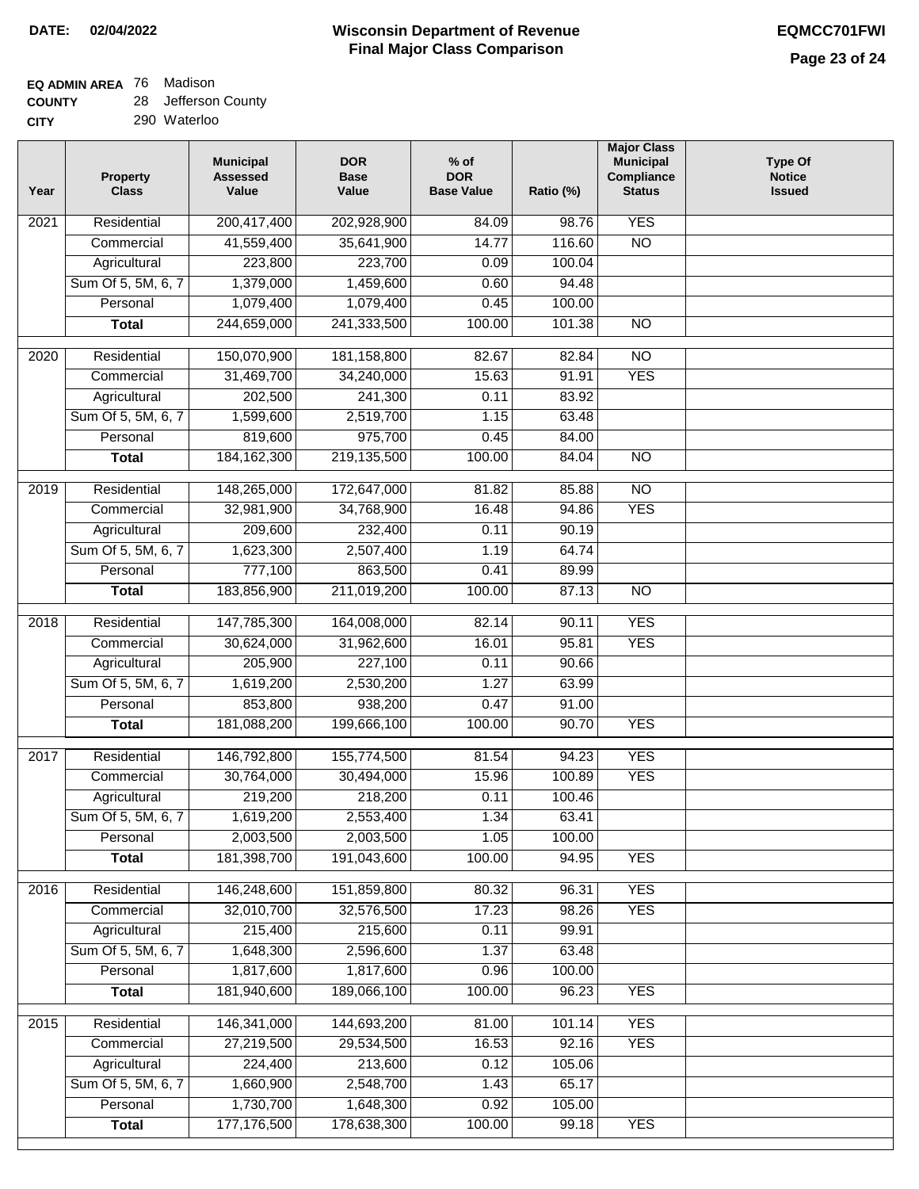**DATE: 02/04/2022**

# Wisconsin Department of Revenue
## Final Major Class Comparison

**EQMCC701FWI**

**EQ ADMIN AREA** 76 Madison
**COUNTY** 28 Jefferson County
**CITY** 290 Waterloo

| Year | Property Class | Municipal Assessed Value | DOR Base Value | % of DOR Base Value | Ratio (%) | Major Class Municipal Compliance Status | Type Of Notice Issued |
|---|---|---|---|---|---|---|---|
| 2021 | Residential | 200,417,400 | 202,928,900 | 84.09 | 98.76 | YES | |
| | Commercial | 41,559,400 | 35,641,900 | 14.77 | 116.60 | NO | |
| | Agricultural | 223,800 | 223,700 | 0.09 | 100.04 | | |
| | Sum Of 5, 5M, 6, 7 | 1,379,000 | 1,459,600 | 0.60 | 94.48 | | |
| | Personal | 1,079,400 | 1,079,400 | 0.45 | 100.00 | | |
| | **Total** | 244,659,000 | 241,333,500 | 100.00 | 101.38 | NO | |
| 2020 | Residential | 150,070,900 | 181,158,800 | 82.67 | 82.84 | NO | |
| | Commercial | 31,469,700 | 34,240,000 | 15.63 | 91.91 | YES | |
| | Agricultural | 202,500 | 241,300 | 0.11 | 83.92 | | |
| | Sum Of 5, 5M, 6, 7 | 1,599,600 | 2,519,700 | 1.15 | 63.48 | | |
| | Personal | 819,600 | 975,700 | 0.45 | 84.00 | | |
| | **Total** | 184,162,300 | 219,135,500 | 100.00 | 84.04 | NO | |
| 2019 | Residential | 148,265,000 | 172,647,000 | 81.82 | 85.88 | NO | |
| | Commercial | 32,981,900 | 34,768,900 | 16.48 | 94.86 | YES | |
| | Agricultural | 209,600 | 232,400 | 0.11 | 90.19 | | |
| | Sum Of 5, 5M, 6, 7 | 1,623,300 | 2,507,400 | 1.19 | 64.74 | | |
| | Personal | 777,100 | 863,500 | 0.41 | 89.99 | | |
| | **Total** | 183,856,900 | 211,019,200 | 100.00 | 87.13 | NO | |
| 2018 | Residential | 147,785,300 | 164,008,000 | 82.14 | 90.11 | YES | |
| | Commercial | 30,624,000 | 31,962,600 | 16.01 | 95.81 | YES | |
| | Agricultural | 205,900 | 227,100 | 0.11 | 90.66 | | |
| | Sum Of 5, 5M, 6, 7 | 1,619,200 | 2,530,200 | 1.27 | 63.99 | | |
| | Personal | 853,800 | 938,200 | 0.47 | 91.00 | | |
| | **Total** | 181,088,200 | 199,666,100 | 100.00 | 90.70 | YES | |
| 2017 | Residential | 146,792,800 | 155,774,500 | 81.54 | 94.23 | YES | |
| | Commercial | 30,764,000 | 30,494,000 | 15.96 | 100.89 | YES | |
| | Agricultural | 219,200 | 218,200 | 0.11 | 100.46 | | |
| | Sum Of 5, 5M, 6, 7 | 1,619,200 | 2,553,400 | 1.34 | 63.41 | | |
| | Personal | 2,003,500 | 2,003,500 | 1.05 | 100.00 | | |
| | **Total** | 181,398,700 | 191,043,600 | 100.00 | 94.95 | YES | |
| 2016 | Residential | 146,248,600 | 151,859,800 | 80.32 | 96.31 | YES | |
| | Commercial | 32,010,700 | 32,576,500 | 17.23 | 98.26 | YES | |
| | Agricultural | 215,400 | 215,600 | 0.11 | 99.91 | | |
| | Sum Of 5, 5M, 6, 7 | 1,648,300 | 2,596,600 | 1.37 | 63.48 | | |
| | Personal | 1,817,600 | 1,817,600 | 0.96 | 100.00 | | |
| | **Total** | 181,940,600 | 189,066,100 | 100.00 | 96.23 | YES | |
| 2015 | Residential | 146,341,000 | 144,693,200 | 81.00 | 101.14 | YES | |
| | Commercial | 27,219,500 | 29,534,500 | 16.53 | 92.16 | YES | |
| | Agricultural | 224,400 | 213,600 | 0.12 | 105.06 | | |
| | Sum Of 5, 5M, 6, 7 | 1,660,900 | 2,548,700 | 1.43 | 65.17 | | |
| | Personal | 1,730,700 | 1,648,300 | 0.92 | 105.00 | | |
| | **Total** | 177,176,500 | 178,638,300 | 100.00 | 99.18 | YES | |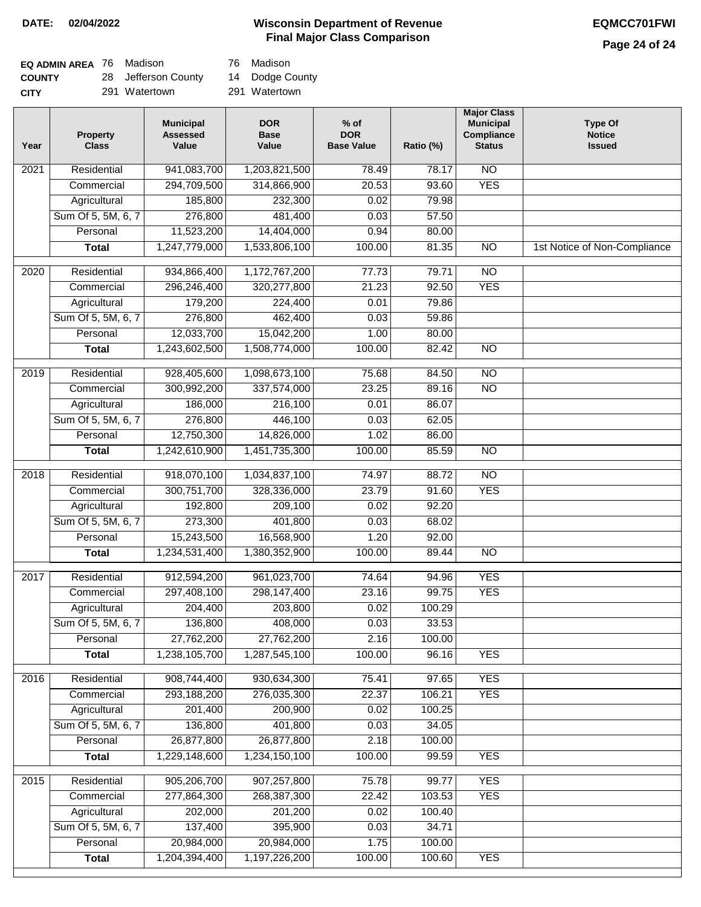**DATE: 02/04/2022**

# Wisconsin Department of Revenue
## Final Major Class Comparison

**EQMCC701FWI**

| | | | |
|---|---|---|---|
| **EQ ADMIN AREA** | 76 Madison | 76 Madison |
| **COUNTY** | 28 Jefferson County | 14 Dodge County |
| **CITY** | 291 Watertown | 291 Watertown |

| Year | Property Class | Municipal Assessed Value | DOR Base Value | % of DOR Base Value | Ratio (%) | Major Class Municipal Compliance Status | Type Of Notice Issued |
|---|---|---|---|---|---|---|---|
| 2021 | Residential | 941,083,700 | 1,203,821,500 | 78.49 | 78.17 | NO | |
| | Commercial | 294,709,500 | 314,866,900 | 20.53 | 93.60 | YES | |
| | Agricultural | 185,800 | 232,300 | 0.02 | 79.98 | | |
| | Sum Of 5, 5M, 6, 7 | 276,800 | 481,400 | 0.03 | 57.50 | | |
| | Personal | 11,523,200 | 14,404,000 | 0.94 | 80.00 | | |
| | **Total** | 1,247,779,000 | 1,533,806,100 | 100.00 | 81.35 | NO | 1st Notice of Non-Compliance |
| 2020 | Residential | 934,866,400 | 1,172,767,200 | 77.73 | 79.71 | NO | |
| | Commercial | 296,246,400 | 320,277,800 | 21.23 | 92.50 | YES | |
| | Agricultural | 179,200 | 224,400 | 0.01 | 79.86 | | |
| | Sum Of 5, 5M, 6, 7 | 276,800 | 462,400 | 0.03 | 59.86 | | |
| | Personal | 12,033,700 | 15,042,200 | 1.00 | 80.00 | | |
| | **Total** | 1,243,602,500 | 1,508,774,000 | 100.00 | 82.42 | NO | |
| 2019 | Residential | 928,405,600 | 1,098,673,100 | 75.68 | 84.50 | NO | |
| | Commercial | 300,992,200 | 337,574,000 | 23.25 | 89.16 | NO | |
| | Agricultural | 186,000 | 216,100 | 0.01 | 86.07 | | |
| | Sum Of 5, 5M, 6, 7 | 276,800 | 446,100 | 0.03 | 62.05 | | |
| | Personal | 12,750,300 | 14,826,000 | 1.02 | 86.00 | | |
| | **Total** | 1,242,610,900 | 1,451,735,300 | 100.00 | 85.59 | NO | |
| 2018 | Residential | 918,070,100 | 1,034,837,100 | 74.97 | 88.72 | NO | |
| | Commercial | 300,751,700 | 328,336,000 | 23.79 | 91.60 | YES | |
| | Agricultural | 192,800 | 209,100 | 0.02 | 92.20 | | |
| | Sum Of 5, 5M, 6, 7 | 273,300 | 401,800 | 0.03 | 68.02 | | |
| | Personal | 15,243,500 | 16,568,900 | 1.20 | 92.00 | | |
| | **Total** | 1,234,531,400 | 1,380,352,900 | 100.00 | 89.44 | NO | |
| 2017 | Residential | 912,594,200 | 961,023,700 | 74.64 | 94.96 | YES | |
| | Commercial | 297,408,100 | 298,147,400 | 23.16 | 99.75 | YES | |
| | Agricultural | 204,400 | 203,800 | 0.02 | 100.29 | | |
| | Sum Of 5, 5M, 6, 7 | 136,800 | 408,000 | 0.03 | 33.53 | | |
| | Personal | 27,762,200 | 27,762,200 | 2.16 | 100.00 | | |
| | **Total** | 1,238,105,700 | 1,287,545,100 | 100.00 | 96.16 | YES | |
| 2016 | Residential | 908,744,400 | 930,634,300 | 75.41 | 97.65 | YES | |
| | Commercial | 293,188,200 | 276,035,300 | 22.37 | 106.21 | YES | |
| | Agricultural | 201,400 | 200,900 | 0.02 | 100.25 | | |
| | Sum Of 5, 5M, 6, 7 | 136,800 | 401,800 | 0.03 | 34.05 | | |
| | Personal | 26,877,800 | 26,877,800 | 2.18 | 100.00 | | |
| | **Total** | 1,229,148,600 | 1,234,150,100 | 100.00 | 99.59 | YES | |
| 2015 | Residential | 905,206,700 | 907,257,800 | 75.78 | 99.77 | YES | |
| | Commercial | 277,864,300 | 268,387,300 | 22.42 | 103.53 | YES | |
| | Agricultural | 202,000 | 201,200 | 0.02 | 100.40 | | |
| | Sum Of 5, 5M, 6, 7 | 137,400 | 395,900 | 0.03 | 34.71 | | |
| | Personal | 20,984,000 | 20,984,000 | 1.75 | 100.00 | | |
| | **Total** | 1,204,394,400 | 1,197,226,200 | 100.00 | 100.60 | YES | |